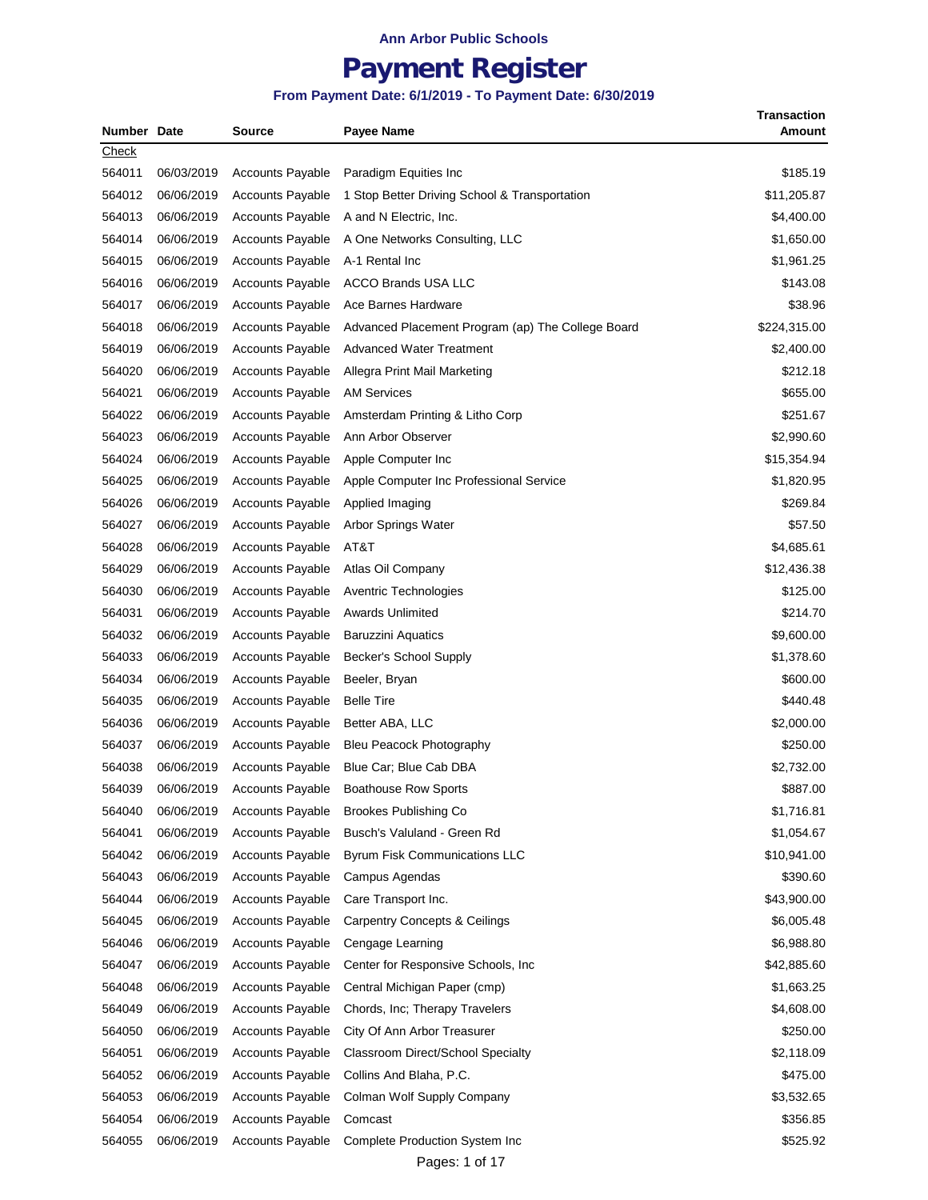Ann Arbor Public Schools

# Payment Register

### From Payment Date: 6/1/2019 - To Payment Date: 6/30/2019

| Number | Date | Source | Payee Name | Transaction Amount |
|---|---|---|---|---|
| Check | | | | |
| 564011 | 06/03/2019 | Accounts Payable | Paradigm Equities Inc | $185.19 |
| 564012 | 06/06/2019 | Accounts Payable | 1 Stop Better Driving School & Transportation | $11,205.87 |
| 564013 | 06/06/2019 | Accounts Payable | A and N Electric, Inc. | $4,400.00 |
| 564014 | 06/06/2019 | Accounts Payable | A One Networks Consulting, LLC | $1,650.00 |
| 564015 | 06/06/2019 | Accounts Payable | A-1 Rental Inc | $1,961.25 |
| 564016 | 06/06/2019 | Accounts Payable | ACCO Brands USA LLC | $143.08 |
| 564017 | 06/06/2019 | Accounts Payable | Ace Barnes Hardware | $38.96 |
| 564018 | 06/06/2019 | Accounts Payable | Advanced Placement Program (ap) The College Board | $224,315.00 |
| 564019 | 06/06/2019 | Accounts Payable | Advanced Water Treatment | $2,400.00 |
| 564020 | 06/06/2019 | Accounts Payable | Allegra Print Mail Marketing | $212.18 |
| 564021 | 06/06/2019 | Accounts Payable | AM Services | $655.00 |
| 564022 | 06/06/2019 | Accounts Payable | Amsterdam Printing & Litho Corp | $251.67 |
| 564023 | 06/06/2019 | Accounts Payable | Ann Arbor Observer | $2,990.60 |
| 564024 | 06/06/2019 | Accounts Payable | Apple Computer Inc | $15,354.94 |
| 564025 | 06/06/2019 | Accounts Payable | Apple Computer Inc Professional Service | $1,820.95 |
| 564026 | 06/06/2019 | Accounts Payable | Applied Imaging | $269.84 |
| 564027 | 06/06/2019 | Accounts Payable | Arbor Springs Water | $57.50 |
| 564028 | 06/06/2019 | Accounts Payable | AT&T | $4,685.61 |
| 564029 | 06/06/2019 | Accounts Payable | Atlas Oil Company | $12,436.38 |
| 564030 | 06/06/2019 | Accounts Payable | Aventric Technologies | $125.00 |
| 564031 | 06/06/2019 | Accounts Payable | Awards Unlimited | $214.70 |
| 564032 | 06/06/2019 | Accounts Payable | Baruzzini Aquatics | $9,600.00 |
| 564033 | 06/06/2019 | Accounts Payable | Becker's School Supply | $1,378.60 |
| 564034 | 06/06/2019 | Accounts Payable | Beeler, Bryan | $600.00 |
| 564035 | 06/06/2019 | Accounts Payable | Belle Tire | $440.48 |
| 564036 | 06/06/2019 | Accounts Payable | Better ABA, LLC | $2,000.00 |
| 564037 | 06/06/2019 | Accounts Payable | Bleu Peacock Photography | $250.00 |
| 564038 | 06/06/2019 | Accounts Payable | Blue Car; Blue Cab DBA | $2,732.00 |
| 564039 | 06/06/2019 | Accounts Payable | Boathouse Row Sports | $887.00 |
| 564040 | 06/06/2019 | Accounts Payable | Brookes Publishing Co | $1,716.81 |
| 564041 | 06/06/2019 | Accounts Payable | Busch's Valuland - Green Rd | $1,054.67 |
| 564042 | 06/06/2019 | Accounts Payable | Byrum Fisk Communications LLC | $10,941.00 |
| 564043 | 06/06/2019 | Accounts Payable | Campus Agendas | $390.60 |
| 564044 | 06/06/2019 | Accounts Payable | Care Transport Inc. | $43,900.00 |
| 564045 | 06/06/2019 | Accounts Payable | Carpentry Concepts & Ceilings | $6,005.48 |
| 564046 | 06/06/2019 | Accounts Payable | Cengage Learning | $6,988.80 |
| 564047 | 06/06/2019 | Accounts Payable | Center for Responsive Schools, Inc | $42,885.60 |
| 564048 | 06/06/2019 | Accounts Payable | Central Michigan Paper (cmp) | $1,663.25 |
| 564049 | 06/06/2019 | Accounts Payable | Chords, Inc; Therapy Travelers | $4,608.00 |
| 564050 | 06/06/2019 | Accounts Payable | City Of Ann Arbor Treasurer | $250.00 |
| 564051 | 06/06/2019 | Accounts Payable | Classroom Direct/School Specialty | $2,118.09 |
| 564052 | 06/06/2019 | Accounts Payable | Collins And Blaha, P.C. | $475.00 |
| 564053 | 06/06/2019 | Accounts Payable | Colman Wolf Supply Company | $3,532.65 |
| 564054 | 06/06/2019 | Accounts Payable | Comcast | $356.85 |
| 564055 | 06/06/2019 | Accounts Payable | Complete Production System Inc | $525.92 |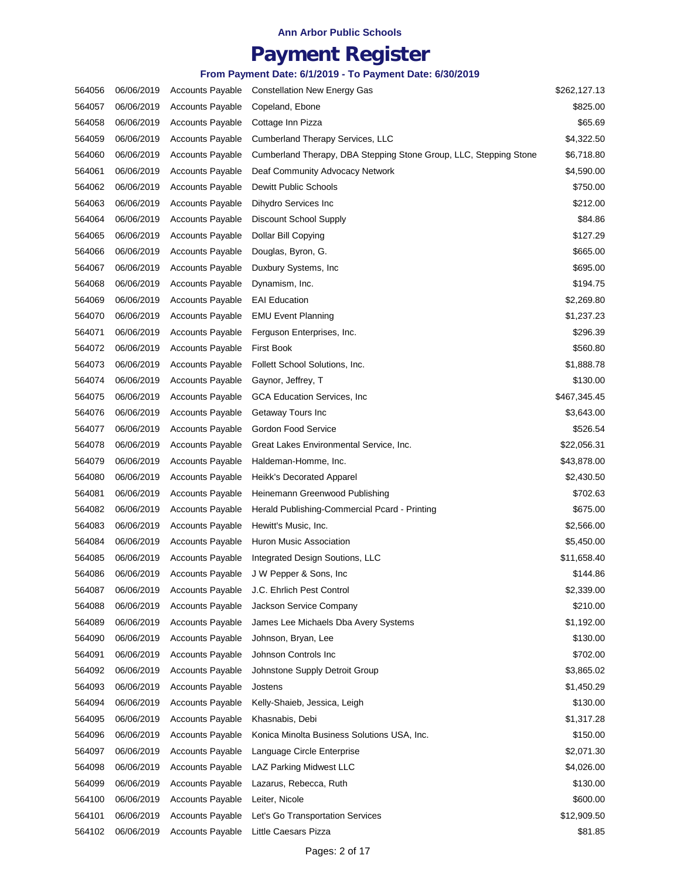**Ann Arbor Public Schools**

# Payment Register

**From Payment Date: 6/1/2019 - To Payment Date: 6/30/2019**

| | | | | |
|---|---|---|---|---|
| 564056 | 06/06/2019 | Accounts Payable | Constellation New Energy Gas | $262,127.13 |
| 564057 | 06/06/2019 | Accounts Payable | Copeland, Ebone | $825.00 |
| 564058 | 06/06/2019 | Accounts Payable | Cottage Inn Pizza | $65.69 |
| 564059 | 06/06/2019 | Accounts Payable | Cumberland Therapy Services, LLC | $4,322.50 |
| 564060 | 06/06/2019 | Accounts Payable | Cumberland Therapy, DBA Stepping Stone Group, LLC, Stepping Stone | $6,718.80 |
| 564061 | 06/06/2019 | Accounts Payable | Deaf Community Advocacy Network | $4,590.00 |
| 564062 | 06/06/2019 | Accounts Payable | Dewitt Public Schools | $750.00 |
| 564063 | 06/06/2019 | Accounts Payable | Dihydro Services Inc | $212.00 |
| 564064 | 06/06/2019 | Accounts Payable | Discount School Supply | $84.86 |
| 564065 | 06/06/2019 | Accounts Payable | Dollar Bill Copying | $127.29 |
| 564066 | 06/06/2019 | Accounts Payable | Douglas, Byron, G. | $665.00 |
| 564067 | 06/06/2019 | Accounts Payable | Duxbury Systems, Inc | $695.00 |
| 564068 | 06/06/2019 | Accounts Payable | Dynamism, Inc. | $194.75 |
| 564069 | 06/06/2019 | Accounts Payable | EAI Education | $2,269.80 |
| 564070 | 06/06/2019 | Accounts Payable | EMU Event Planning | $1,237.23 |
| 564071 | 06/06/2019 | Accounts Payable | Ferguson Enterprises, Inc. | $296.39 |
| 564072 | 06/06/2019 | Accounts Payable | First Book | $560.80 |
| 564073 | 06/06/2019 | Accounts Payable | Follett School Solutions, Inc. | $1,888.78 |
| 564074 | 06/06/2019 | Accounts Payable | Gaynor, Jeffrey, T | $130.00 |
| 564075 | 06/06/2019 | Accounts Payable | GCA Education Services, Inc | $467,345.45 |
| 564076 | 06/06/2019 | Accounts Payable | Getaway Tours Inc | $3,643.00 |
| 564077 | 06/06/2019 | Accounts Payable | Gordon Food Service | $526.54 |
| 564078 | 06/06/2019 | Accounts Payable | Great Lakes Environmental Service, Inc. | $22,056.31 |
| 564079 | 06/06/2019 | Accounts Payable | Haldeman-Homme, Inc. | $43,878.00 |
| 564080 | 06/06/2019 | Accounts Payable | Heikk's Decorated Apparel | $2,430.50 |
| 564081 | 06/06/2019 | Accounts Payable | Heinemann Greenwood Publishing | $702.63 |
| 564082 | 06/06/2019 | Accounts Payable | Herald Publishing-Commercial Pcard - Printing | $675.00 |
| 564083 | 06/06/2019 | Accounts Payable | Hewitt's Music, Inc. | $2,566.00 |
| 564084 | 06/06/2019 | Accounts Payable | Huron Music Association | $5,450.00 |
| 564085 | 06/06/2019 | Accounts Payable | Integrated Design Soutions, LLC | $11,658.40 |
| 564086 | 06/06/2019 | Accounts Payable | J W Pepper & Sons, Inc | $144.86 |
| 564087 | 06/06/2019 | Accounts Payable | J.C. Ehrlich Pest Control | $2,339.00 |
| 564088 | 06/06/2019 | Accounts Payable | Jackson Service Company | $210.00 |
| 564089 | 06/06/2019 | Accounts Payable | James Lee Michaels Dba Avery Systems | $1,192.00 |
| 564090 | 06/06/2019 | Accounts Payable | Johnson, Bryan, Lee | $130.00 |
| 564091 | 06/06/2019 | Accounts Payable | Johnson Controls Inc | $702.00 |
| 564092 | 06/06/2019 | Accounts Payable | Johnstone Supply Detroit Group | $3,865.02 |
| 564093 | 06/06/2019 | Accounts Payable | Jostens | $1,450.29 |
| 564094 | 06/06/2019 | Accounts Payable | Kelly-Shaieb, Jessica, Leigh | $130.00 |
| 564095 | 06/06/2019 | Accounts Payable | Khasnabis, Debi | $1,317.28 |
| 564096 | 06/06/2019 | Accounts Payable | Konica Minolta Business Solutions USA, Inc. | $150.00 |
| 564097 | 06/06/2019 | Accounts Payable | Language Circle Enterprise | $2,071.30 |
| 564098 | 06/06/2019 | Accounts Payable | LAZ Parking Midwest LLC | $4,026.00 |
| 564099 | 06/06/2019 | Accounts Payable | Lazarus, Rebecca, Ruth | $130.00 |
| 564100 | 06/06/2019 | Accounts Payable | Leiter, Nicole | $600.00 |
| 564101 | 06/06/2019 | Accounts Payable | Let's Go Transportation Services | $12,909.50 |
| 564102 | 06/06/2019 | Accounts Payable | Little Caesars Pizza | $81.85 |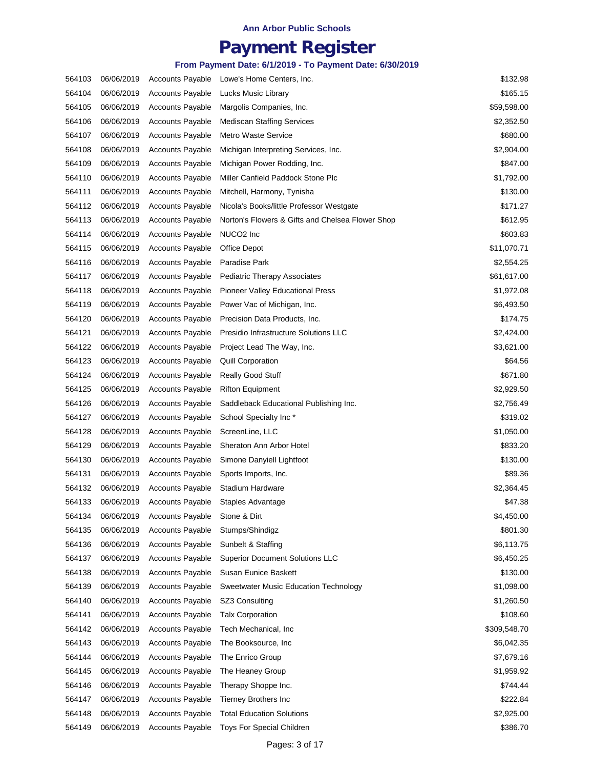**Ann Arbor Public Schools**

# Payment Register

**From Payment Date: 6/1/2019 - To Payment Date: 6/30/2019**

| | | | | |
|---|---|---|---|---|
| 564103 | 06/06/2019 | Accounts Payable | Lowe's Home Centers, Inc. | $132.98 |
| 564104 | 06/06/2019 | Accounts Payable | Lucks Music Library | $165.15 |
| 564105 | 06/06/2019 | Accounts Payable | Margolis Companies, Inc. | $59,598.00 |
| 564106 | 06/06/2019 | Accounts Payable | Mediscan Staffing Services | $2,352.50 |
| 564107 | 06/06/2019 | Accounts Payable | Metro Waste Service | $680.00 |
| 564108 | 06/06/2019 | Accounts Payable | Michigan Interpreting Services, Inc. | $2,904.00 |
| 564109 | 06/06/2019 | Accounts Payable | Michigan Power Rodding, Inc. | $847.00 |
| 564110 | 06/06/2019 | Accounts Payable | Miller Canfield Paddock Stone Plc | $1,792.00 |
| 564111 | 06/06/2019 | Accounts Payable | Mitchell, Harmony, Tynisha | $130.00 |
| 564112 | 06/06/2019 | Accounts Payable | Nicola's Books/little Professor Westgate | $171.27 |
| 564113 | 06/06/2019 | Accounts Payable | Norton's Flowers & Gifts and Chelsea Flower Shop | $612.95 |
| 564114 | 06/06/2019 | Accounts Payable | NUCO2 Inc | $603.83 |
| 564115 | 06/06/2019 | Accounts Payable | Office Depot | $11,070.71 |
| 564116 | 06/06/2019 | Accounts Payable | Paradise Park | $2,554.25 |
| 564117 | 06/06/2019 | Accounts Payable | Pediatric Therapy Associates | $61,617.00 |
| 564118 | 06/06/2019 | Accounts Payable | Pioneer Valley Educational Press | $1,972.08 |
| 564119 | 06/06/2019 | Accounts Payable | Power Vac of Michigan, Inc. | $6,493.50 |
| 564120 | 06/06/2019 | Accounts Payable | Precision Data Products, Inc. | $174.75 |
| 564121 | 06/06/2019 | Accounts Payable | Presidio Infrastructure Solutions LLC | $2,424.00 |
| 564122 | 06/06/2019 | Accounts Payable | Project Lead The Way, Inc. | $3,621.00 |
| 564123 | 06/06/2019 | Accounts Payable | Quill Corporation | $64.56 |
| 564124 | 06/06/2019 | Accounts Payable | Really Good Stuff | $671.80 |
| 564125 | 06/06/2019 | Accounts Payable | Rifton Equipment | $2,929.50 |
| 564126 | 06/06/2019 | Accounts Payable | Saddleback Educational Publishing Inc. | $2,756.49 |
| 564127 | 06/06/2019 | Accounts Payable | School Specialty Inc * | $319.02 |
| 564128 | 06/06/2019 | Accounts Payable | ScreenLine, LLC | $1,050.00 |
| 564129 | 06/06/2019 | Accounts Payable | Sheraton Ann Arbor Hotel | $833.20 |
| 564130 | 06/06/2019 | Accounts Payable | Simone Danyiell Lightfoot | $130.00 |
| 564131 | 06/06/2019 | Accounts Payable | Sports Imports, Inc. | $89.36 |
| 564132 | 06/06/2019 | Accounts Payable | Stadium Hardware | $2,364.45 |
| 564133 | 06/06/2019 | Accounts Payable | Staples Advantage | $47.38 |
| 564134 | 06/06/2019 | Accounts Payable | Stone & Dirt | $4,450.00 |
| 564135 | 06/06/2019 | Accounts Payable | Stumps/Shindigz | $801.30 |
| 564136 | 06/06/2019 | Accounts Payable | Sunbelt & Staffing | $6,113.75 |
| 564137 | 06/06/2019 | Accounts Payable | Superior Document Solutions LLC | $6,450.25 |
| 564138 | 06/06/2019 | Accounts Payable | Susan Eunice Baskett | $130.00 |
| 564139 | 06/06/2019 | Accounts Payable | Sweetwater Music Education Technology | $1,098.00 |
| 564140 | 06/06/2019 | Accounts Payable | SZ3 Consulting | $1,260.50 |
| 564141 | 06/06/2019 | Accounts Payable | Talx Corporation | $108.60 |
| 564142 | 06/06/2019 | Accounts Payable | Tech Mechanical, Inc | $309,548.70 |
| 564143 | 06/06/2019 | Accounts Payable | The Booksource, Inc | $6,042.35 |
| 564144 | 06/06/2019 | Accounts Payable | The Enrico Group | $7,679.16 |
| 564145 | 06/06/2019 | Accounts Payable | The Heaney Group | $1,959.92 |
| 564146 | 06/06/2019 | Accounts Payable | Therapy Shoppe Inc. | $744.44 |
| 564147 | 06/06/2019 | Accounts Payable | Tierney Brothers Inc | $222.84 |
| 564148 | 06/06/2019 | Accounts Payable | Total Education Solutions | $2,925.00 |
| 564149 | 06/06/2019 | Accounts Payable | Toys For Special Children | $386.70 |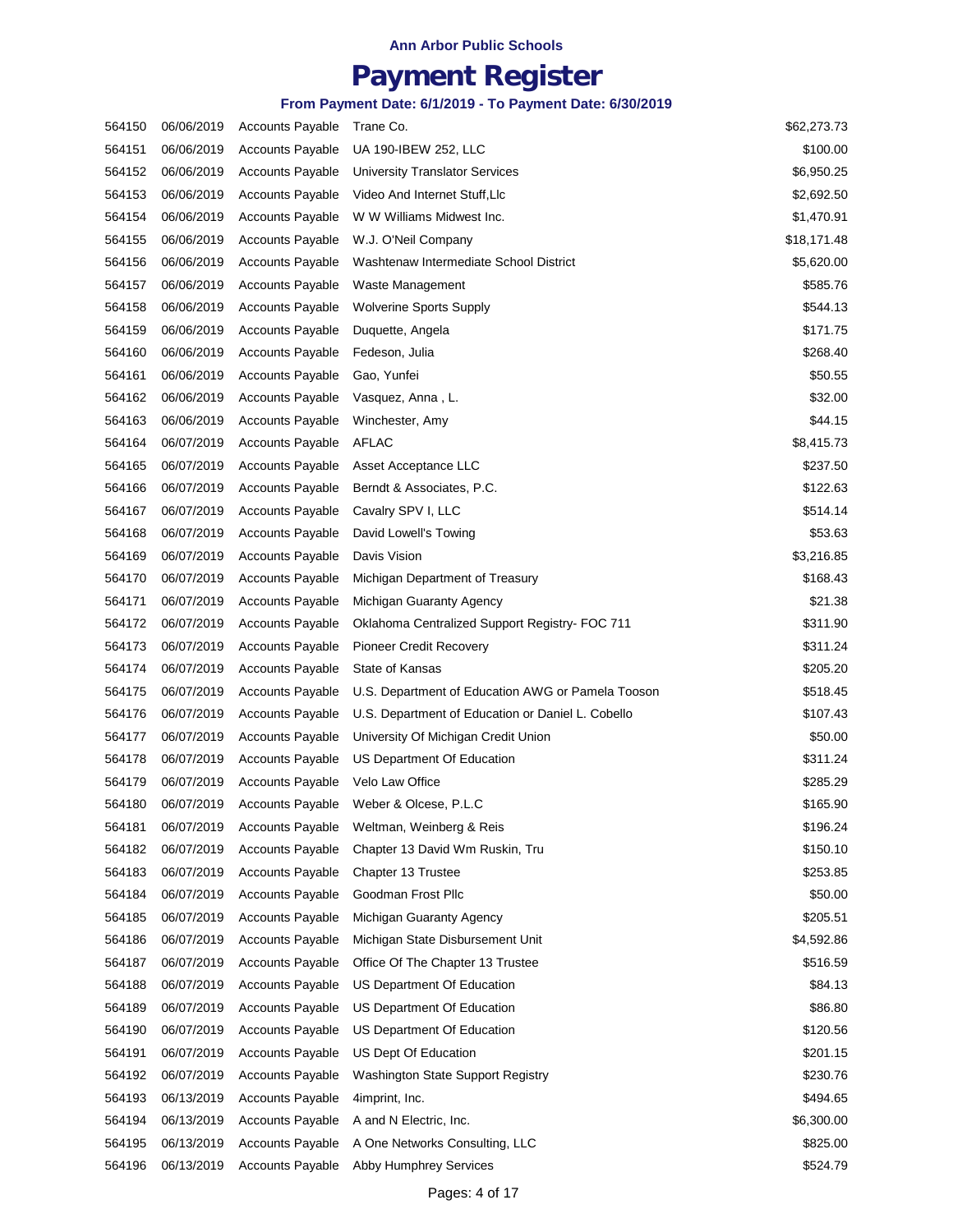Ann Arbor Public Schools

# Payment Register

### From Payment Date: 6/1/2019 - To Payment Date: 6/30/2019

| | | | | |
|---|---|---|---|---|
| 564150 | 06/06/2019 | Accounts Payable | Trane Co. | $62,273.73 |
| 564151 | 06/06/2019 | Accounts Payable | UA 190-IBEW 252, LLC | $100.00 |
| 564152 | 06/06/2019 | Accounts Payable | University Translator Services | $6,950.25 |
| 564153 | 06/06/2019 | Accounts Payable | Video And Internet Stuff,Llc | $2,692.50 |
| 564154 | 06/06/2019 | Accounts Payable | W W Williams Midwest Inc. | $1,470.91 |
| 564155 | 06/06/2019 | Accounts Payable | W.J. O'Neil Company | $18,171.48 |
| 564156 | 06/06/2019 | Accounts Payable | Washtenaw Intermediate School District | $5,620.00 |
| 564157 | 06/06/2019 | Accounts Payable | Waste Management | $585.76 |
| 564158 | 06/06/2019 | Accounts Payable | Wolverine Sports Supply | $544.13 |
| 564159 | 06/06/2019 | Accounts Payable | Duquette, Angela | $171.75 |
| 564160 | 06/06/2019 | Accounts Payable | Fedeson, Julia | $268.40 |
| 564161 | 06/06/2019 | Accounts Payable | Gao, Yunfei | $50.55 |
| 564162 | 06/06/2019 | Accounts Payable | Vasquez, Anna , L. | $32.00 |
| 564163 | 06/06/2019 | Accounts Payable | Winchester, Amy | $44.15 |
| 564164 | 06/07/2019 | Accounts Payable | AFLAC | $8,415.73 |
| 564165 | 06/07/2019 | Accounts Payable | Asset Acceptance LLC | $237.50 |
| 564166 | 06/07/2019 | Accounts Payable | Berndt & Associates, P.C. | $122.63 |
| 564167 | 06/07/2019 | Accounts Payable | Cavalry SPV I, LLC | $514.14 |
| 564168 | 06/07/2019 | Accounts Payable | David Lowell's Towing | $53.63 |
| 564169 | 06/07/2019 | Accounts Payable | Davis Vision | $3,216.85 |
| 564170 | 06/07/2019 | Accounts Payable | Michigan Department of Treasury | $168.43 |
| 564171 | 06/07/2019 | Accounts Payable | Michigan Guaranty Agency | $21.38 |
| 564172 | 06/07/2019 | Accounts Payable | Oklahoma Centralized Support Registry- FOC 711 | $311.90 |
| 564173 | 06/07/2019 | Accounts Payable | Pioneer Credit Recovery | $311.24 |
| 564174 | 06/07/2019 | Accounts Payable | State of Kansas | $205.20 |
| 564175 | 06/07/2019 | Accounts Payable | U.S. Department of Education AWG or Pamela Tooson | $518.45 |
| 564176 | 06/07/2019 | Accounts Payable | U.S. Department of Education or Daniel L. Cobello | $107.43 |
| 564177 | 06/07/2019 | Accounts Payable | University Of Michigan Credit Union | $50.00 |
| 564178 | 06/07/2019 | Accounts Payable | US Department Of Education | $311.24 |
| 564179 | 06/07/2019 | Accounts Payable | Velo Law Office | $285.29 |
| 564180 | 06/07/2019 | Accounts Payable | Weber & Olcese, P.L.C | $165.90 |
| 564181 | 06/07/2019 | Accounts Payable | Weltman, Weinberg & Reis | $196.24 |
| 564182 | 06/07/2019 | Accounts Payable | Chapter 13 David Wm Ruskin, Tru | $150.10 |
| 564183 | 06/07/2019 | Accounts Payable | Chapter 13 Trustee | $253.85 |
| 564184 | 06/07/2019 | Accounts Payable | Goodman Frost Pllc | $50.00 |
| 564185 | 06/07/2019 | Accounts Payable | Michigan Guaranty Agency | $205.51 |
| 564186 | 06/07/2019 | Accounts Payable | Michigan State Disbursement Unit | $4,592.86 |
| 564187 | 06/07/2019 | Accounts Payable | Office Of The Chapter 13 Trustee | $516.59 |
| 564188 | 06/07/2019 | Accounts Payable | US Department Of Education | $84.13 |
| 564189 | 06/07/2019 | Accounts Payable | US Department Of Education | $86.80 |
| 564190 | 06/07/2019 | Accounts Payable | US Department Of Education | $120.56 |
| 564191 | 06/07/2019 | Accounts Payable | US Dept Of Education | $201.15 |
| 564192 | 06/07/2019 | Accounts Payable | Washington State Support Registry | $230.76 |
| 564193 | 06/13/2019 | Accounts Payable | 4imprint, Inc. | $494.65 |
| 564194 | 06/13/2019 | Accounts Payable | A and N Electric, Inc. | $6,300.00 |
| 564195 | 06/13/2019 | Accounts Payable | A One Networks Consulting, LLC | $825.00 |
| 564196 | 06/13/2019 | Accounts Payable | Abby Humphrey Services | $524.79 |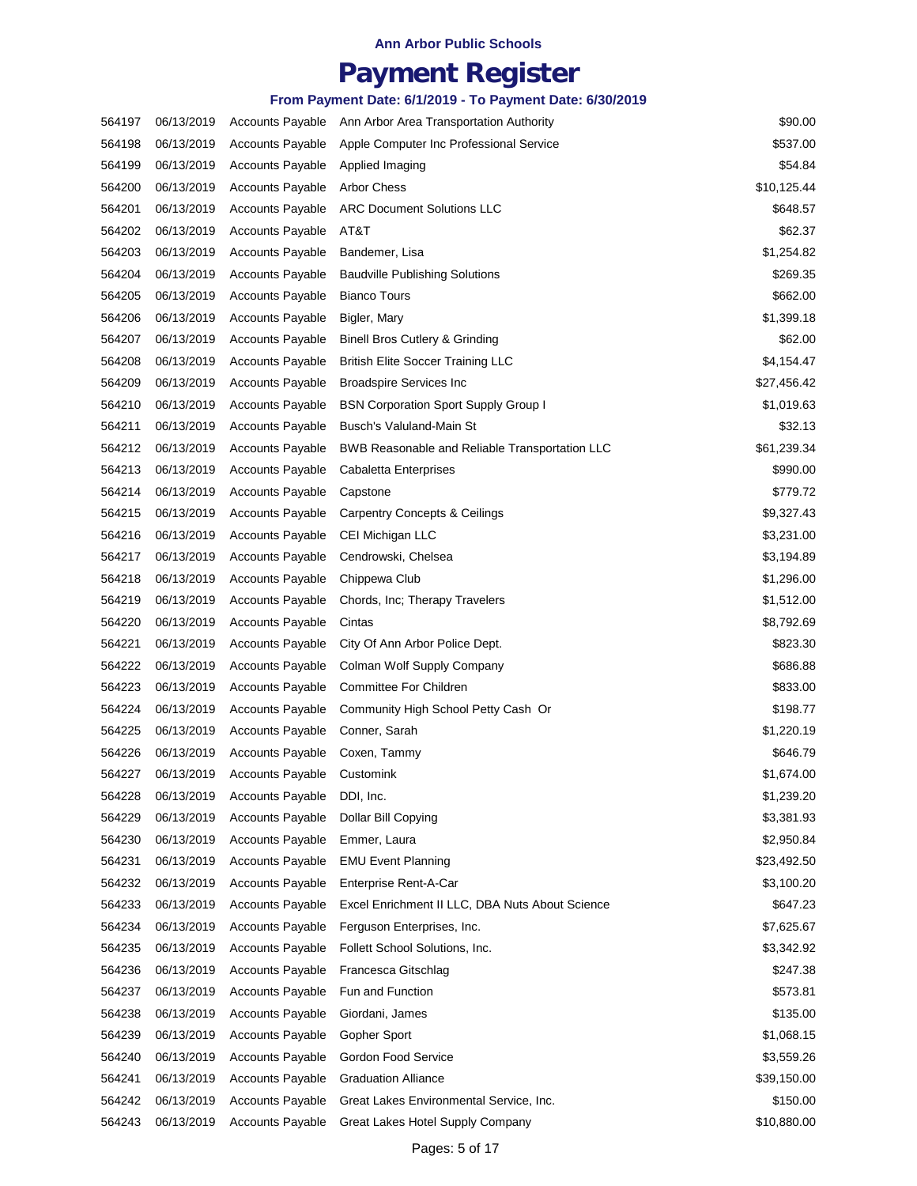**Ann Arbor Public Schools**

# Payment Register

**From Payment Date: 6/1/2019 - To Payment Date: 6/30/2019**

| | | | | |
|---|---|---|---|---|
| 564197 | 06/13/2019 | Accounts Payable | Ann Arbor Area Transportation Authority | $90.00 |
| 564198 | 06/13/2019 | Accounts Payable | Apple Computer Inc Professional Service | $537.00 |
| 564199 | 06/13/2019 | Accounts Payable | Applied Imaging | $54.84 |
| 564200 | 06/13/2019 | Accounts Payable | Arbor Chess | $10,125.44 |
| 564201 | 06/13/2019 | Accounts Payable | ARC Document Solutions LLC | $648.57 |
| 564202 | 06/13/2019 | Accounts Payable | AT&T | $62.37 |
| 564203 | 06/13/2019 | Accounts Payable | Bandemer, Lisa | $1,254.82 |
| 564204 | 06/13/2019 | Accounts Payable | Baudville Publishing Solutions | $269.35 |
| 564205 | 06/13/2019 | Accounts Payable | Bianco Tours | $662.00 |
| 564206 | 06/13/2019 | Accounts Payable | Bigler, Mary | $1,399.18 |
| 564207 | 06/13/2019 | Accounts Payable | Binell Bros Cutlery & Grinding | $62.00 |
| 564208 | 06/13/2019 | Accounts Payable | British Elite Soccer Training LLC | $4,154.47 |
| 564209 | 06/13/2019 | Accounts Payable | Broadspire Services Inc | $27,456.42 |
| 564210 | 06/13/2019 | Accounts Payable | BSN Corporation Sport Supply Group I | $1,019.63 |
| 564211 | 06/13/2019 | Accounts Payable | Busch's Valuland-Main St | $32.13 |
| 564212 | 06/13/2019 | Accounts Payable | BWB Reasonable and Reliable Transportation LLC | $61,239.34 |
| 564213 | 06/13/2019 | Accounts Payable | Cabaletta Enterprises | $990.00 |
| 564214 | 06/13/2019 | Accounts Payable | Capstone | $779.72 |
| 564215 | 06/13/2019 | Accounts Payable | Carpentry Concepts & Ceilings | $9,327.43 |
| 564216 | 06/13/2019 | Accounts Payable | CEI Michigan LLC | $3,231.00 |
| 564217 | 06/13/2019 | Accounts Payable | Cendrowski, Chelsea | $3,194.89 |
| 564218 | 06/13/2019 | Accounts Payable | Chippewa Club | $1,296.00 |
| 564219 | 06/13/2019 | Accounts Payable | Chords, Inc; Therapy Travelers | $1,512.00 |
| 564220 | 06/13/2019 | Accounts Payable | Cintas | $8,792.69 |
| 564221 | 06/13/2019 | Accounts Payable | City Of Ann Arbor Police Dept. | $823.30 |
| 564222 | 06/13/2019 | Accounts Payable | Colman Wolf Supply Company | $686.88 |
| 564223 | 06/13/2019 | Accounts Payable | Committee For Children | $833.00 |
| 564224 | 06/13/2019 | Accounts Payable | Community High School Petty Cash Or | $198.77 |
| 564225 | 06/13/2019 | Accounts Payable | Conner, Sarah | $1,220.19 |
| 564226 | 06/13/2019 | Accounts Payable | Coxen, Tammy | $646.79 |
| 564227 | 06/13/2019 | Accounts Payable | Customink | $1,674.00 |
| 564228 | 06/13/2019 | Accounts Payable | DDI, Inc. | $1,239.20 |
| 564229 | 06/13/2019 | Accounts Payable | Dollar Bill Copying | $3,381.93 |
| 564230 | 06/13/2019 | Accounts Payable | Emmer, Laura | $2,950.84 |
| 564231 | 06/13/2019 | Accounts Payable | EMU Event Planning | $23,492.50 |
| 564232 | 06/13/2019 | Accounts Payable | Enterprise Rent-A-Car | $3,100.20 |
| 564233 | 06/13/2019 | Accounts Payable | Excel Enrichment II LLC, DBA Nuts About Science | $647.23 |
| 564234 | 06/13/2019 | Accounts Payable | Ferguson Enterprises, Inc. | $7,625.67 |
| 564235 | 06/13/2019 | Accounts Payable | Follett School Solutions, Inc. | $3,342.92 |
| 564236 | 06/13/2019 | Accounts Payable | Francesca Gitschlag | $247.38 |
| 564237 | 06/13/2019 | Accounts Payable | Fun and Function | $573.81 |
| 564238 | 06/13/2019 | Accounts Payable | Giordani, James | $135.00 |
| 564239 | 06/13/2019 | Accounts Payable | Gopher Sport | $1,068.15 |
| 564240 | 06/13/2019 | Accounts Payable | Gordon Food Service | $3,559.26 |
| 564241 | 06/13/2019 | Accounts Payable | Graduation Alliance | $39,150.00 |
| 564242 | 06/13/2019 | Accounts Payable | Great Lakes Environmental Service, Inc. | $150.00 |
| 564243 | 06/13/2019 | Accounts Payable | Great Lakes Hotel Supply Company | $10,880.00 |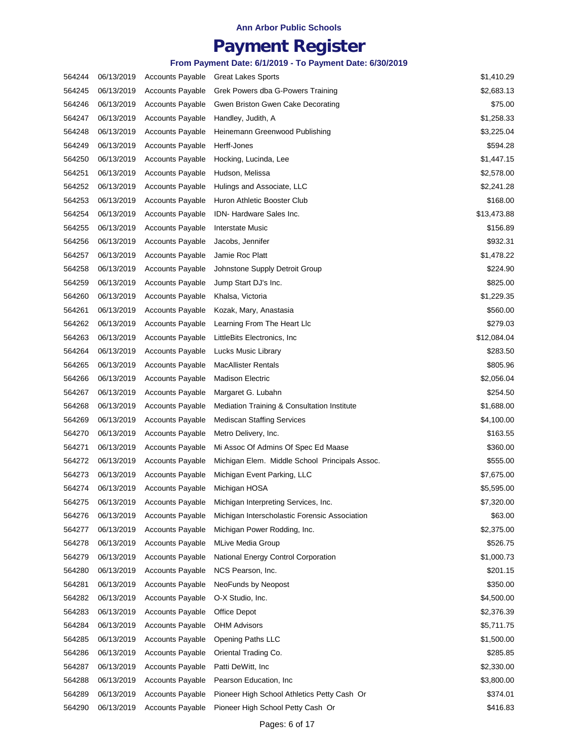**Ann Arbor Public Schools**

# Payment Register

**From Payment Date: 6/1/2019 - To Payment Date: 6/30/2019**

| | | | | |
|---|---|---|---|---|
| 564244 | 06/13/2019 | Accounts Payable | Great Lakes Sports | $1,410.29 |
| 564245 | 06/13/2019 | Accounts Payable | Grek Powers dba G-Powers Training | $2,683.13 |
| 564246 | 06/13/2019 | Accounts Payable | Gwen Briston Gwen Cake Decorating | $75.00 |
| 564247 | 06/13/2019 | Accounts Payable | Handley, Judith, A | $1,258.33 |
| 564248 | 06/13/2019 | Accounts Payable | Heinemann Greenwood Publishing | $3,225.04 |
| 564249 | 06/13/2019 | Accounts Payable | Herff-Jones | $594.28 |
| 564250 | 06/13/2019 | Accounts Payable | Hocking, Lucinda, Lee | $1,447.15 |
| 564251 | 06/13/2019 | Accounts Payable | Hudson, Melissa | $2,578.00 |
| 564252 | 06/13/2019 | Accounts Payable | Hulings and Associate, LLC | $2,241.28 |
| 564253 | 06/13/2019 | Accounts Payable | Huron Athletic Booster Club | $168.00 |
| 564254 | 06/13/2019 | Accounts Payable | IDN- Hardware Sales Inc. | $13,473.88 |
| 564255 | 06/13/2019 | Accounts Payable | Interstate Music | $156.89 |
| 564256 | 06/13/2019 | Accounts Payable | Jacobs, Jennifer | $932.31 |
| 564257 | 06/13/2019 | Accounts Payable | Jamie Roc Platt | $1,478.22 |
| 564258 | 06/13/2019 | Accounts Payable | Johnstone Supply Detroit Group | $224.90 |
| 564259 | 06/13/2019 | Accounts Payable | Jump Start DJ's Inc. | $825.00 |
| 564260 | 06/13/2019 | Accounts Payable | Khalsa, Victoria | $1,229.35 |
| 564261 | 06/13/2019 | Accounts Payable | Kozak, Mary, Anastasia | $560.00 |
| 564262 | 06/13/2019 | Accounts Payable | Learning From The Heart Llc | $279.03 |
| 564263 | 06/13/2019 | Accounts Payable | LittleBits Electronics, Inc | $12,084.04 |
| 564264 | 06/13/2019 | Accounts Payable | Lucks Music Library | $283.50 |
| 564265 | 06/13/2019 | Accounts Payable | MacAllister Rentals | $805.96 |
| 564266 | 06/13/2019 | Accounts Payable | Madison Electric | $2,056.04 |
| 564267 | 06/13/2019 | Accounts Payable | Margaret G. Lubahn | $254.50 |
| 564268 | 06/13/2019 | Accounts Payable | Mediation Training & Consultation Institute | $1,688.00 |
| 564269 | 06/13/2019 | Accounts Payable | Mediscan Staffing Services | $4,100.00 |
| 564270 | 06/13/2019 | Accounts Payable | Metro Delivery, Inc. | $163.55 |
| 564271 | 06/13/2019 | Accounts Payable | Mi Assoc Of Admins Of Spec Ed Maase | $360.00 |
| 564272 | 06/13/2019 | Accounts Payable | Michigan Elem. Middle School Principals Assoc. | $555.00 |
| 564273 | 06/13/2019 | Accounts Payable | Michigan Event Parking, LLC | $7,675.00 |
| 564274 | 06/13/2019 | Accounts Payable | Michigan HOSA | $5,595.00 |
| 564275 | 06/13/2019 | Accounts Payable | Michigan Interpreting Services, Inc. | $7,320.00 |
| 564276 | 06/13/2019 | Accounts Payable | Michigan Interscholastic Forensic Association | $63.00 |
| 564277 | 06/13/2019 | Accounts Payable | Michigan Power Rodding, Inc. | $2,375.00 |
| 564278 | 06/13/2019 | Accounts Payable | MLive Media Group | $526.75 |
| 564279 | 06/13/2019 | Accounts Payable | National Energy Control Corporation | $1,000.73 |
| 564280 | 06/13/2019 | Accounts Payable | NCS Pearson, Inc. | $201.15 |
| 564281 | 06/13/2019 | Accounts Payable | NeoFunds by Neopost | $350.00 |
| 564282 | 06/13/2019 | Accounts Payable | O-X Studio, Inc. | $4,500.00 |
| 564283 | 06/13/2019 | Accounts Payable | Office Depot | $2,376.39 |
| 564284 | 06/13/2019 | Accounts Payable | OHM Advisors | $5,711.75 |
| 564285 | 06/13/2019 | Accounts Payable | Opening Paths LLC | $1,500.00 |
| 564286 | 06/13/2019 | Accounts Payable | Oriental Trading Co. | $285.85 |
| 564287 | 06/13/2019 | Accounts Payable | Patti DeWitt, Inc | $2,330.00 |
| 564288 | 06/13/2019 | Accounts Payable | Pearson Education, Inc | $3,800.00 |
| 564289 | 06/13/2019 | Accounts Payable | Pioneer High School Athletics Petty Cash Or | $374.01 |
| 564290 | 06/13/2019 | Accounts Payable | Pioneer High School Petty Cash Or | $416.83 |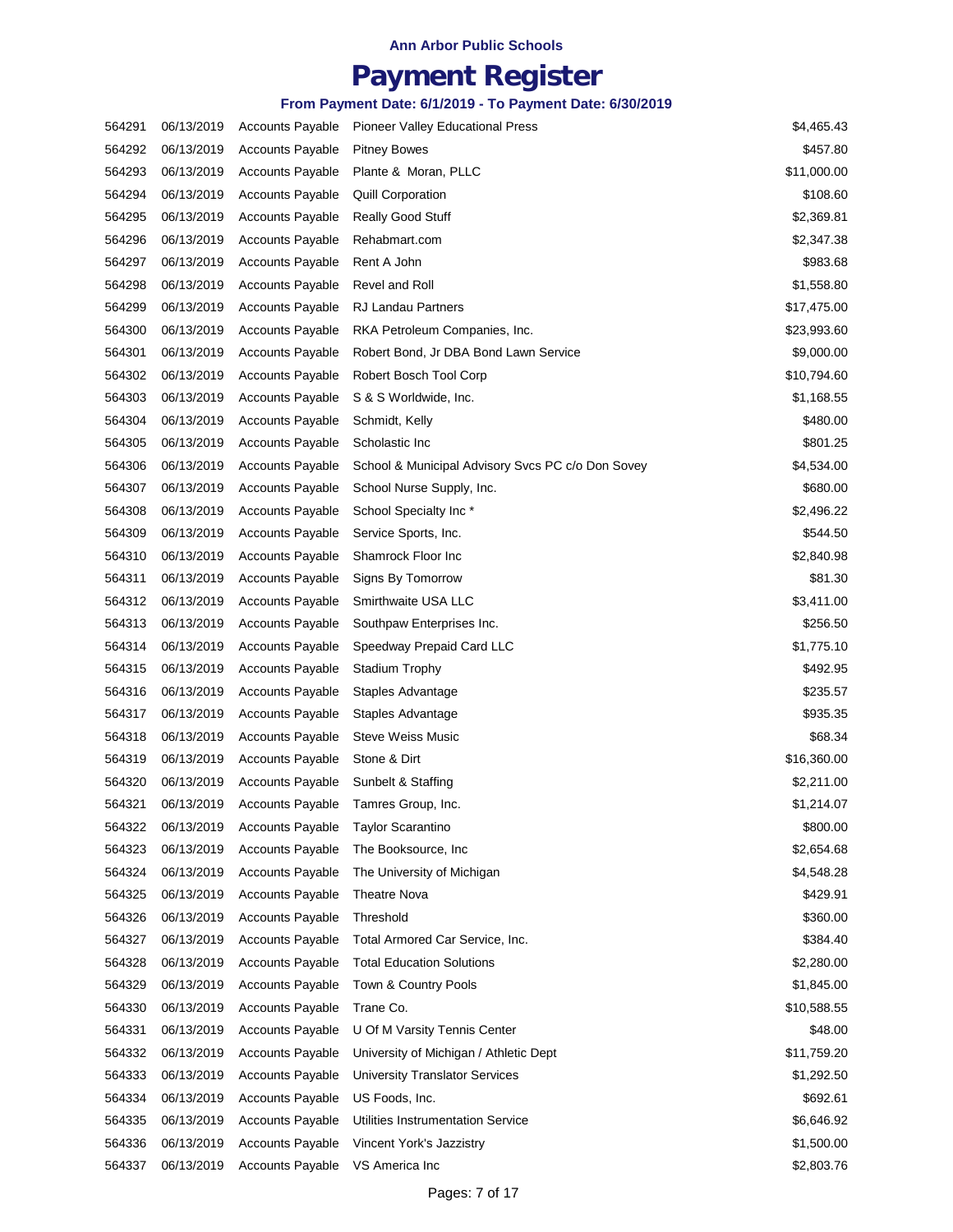Ann Arbor Public Schools

# Payment Register

### From Payment Date: 6/1/2019 - To Payment Date: 6/30/2019

| | | | | |
|---|---|---|---|---|
| 564291 | 06/13/2019 | Accounts Payable | Pioneer Valley Educational Press | $4,465.43 |
| 564292 | 06/13/2019 | Accounts Payable | Pitney Bowes | $457.80 |
| 564293 | 06/13/2019 | Accounts Payable | Plante & Moran, PLLC | $11,000.00 |
| 564294 | 06/13/2019 | Accounts Payable | Quill Corporation | $108.60 |
| 564295 | 06/13/2019 | Accounts Payable | Really Good Stuff | $2,369.81 |
| 564296 | 06/13/2019 | Accounts Payable | Rehabmart.com | $2,347.38 |
| 564297 | 06/13/2019 | Accounts Payable | Rent A John | $983.68 |
| 564298 | 06/13/2019 | Accounts Payable | Revel and Roll | $1,558.80 |
| 564299 | 06/13/2019 | Accounts Payable | RJ Landau Partners | $17,475.00 |
| 564300 | 06/13/2019 | Accounts Payable | RKA Petroleum Companies, Inc. | $23,993.60 |
| 564301 | 06/13/2019 | Accounts Payable | Robert Bond, Jr DBA Bond Lawn Service | $9,000.00 |
| 564302 | 06/13/2019 | Accounts Payable | Robert Bosch Tool Corp | $10,794.60 |
| 564303 | 06/13/2019 | Accounts Payable | S & S Worldwide, Inc. | $1,168.55 |
| 564304 | 06/13/2019 | Accounts Payable | Schmidt, Kelly | $480.00 |
| 564305 | 06/13/2019 | Accounts Payable | Scholastic Inc | $801.25 |
| 564306 | 06/13/2019 | Accounts Payable | School & Municipal Advisory Svcs PC c/o Don Sovey | $4,534.00 |
| 564307 | 06/13/2019 | Accounts Payable | School Nurse Supply, Inc. | $680.00 |
| 564308 | 06/13/2019 | Accounts Payable | School Specialty Inc * | $2,496.22 |
| 564309 | 06/13/2019 | Accounts Payable | Service Sports, Inc. | $544.50 |
| 564310 | 06/13/2019 | Accounts Payable | Shamrock Floor Inc | $2,840.98 |
| 564311 | 06/13/2019 | Accounts Payable | Signs By Tomorrow | $81.30 |
| 564312 | 06/13/2019 | Accounts Payable | Smirthwaite USA LLC | $3,411.00 |
| 564313 | 06/13/2019 | Accounts Payable | Southpaw Enterprises Inc. | $256.50 |
| 564314 | 06/13/2019 | Accounts Payable | Speedway Prepaid Card LLC | $1,775.10 |
| 564315 | 06/13/2019 | Accounts Payable | Stadium Trophy | $492.95 |
| 564316 | 06/13/2019 | Accounts Payable | Staples Advantage | $235.57 |
| 564317 | 06/13/2019 | Accounts Payable | Staples Advantage | $935.35 |
| 564318 | 06/13/2019 | Accounts Payable | Steve Weiss Music | $68.34 |
| 564319 | 06/13/2019 | Accounts Payable | Stone & Dirt | $16,360.00 |
| 564320 | 06/13/2019 | Accounts Payable | Sunbelt & Staffing | $2,211.00 |
| 564321 | 06/13/2019 | Accounts Payable | Tamres Group, Inc. | $1,214.07 |
| 564322 | 06/13/2019 | Accounts Payable | Taylor Scarantino | $800.00 |
| 564323 | 06/13/2019 | Accounts Payable | The Booksource, Inc | $2,654.68 |
| 564324 | 06/13/2019 | Accounts Payable | The University of Michigan | $4,548.28 |
| 564325 | 06/13/2019 | Accounts Payable | Theatre Nova | $429.91 |
| 564326 | 06/13/2019 | Accounts Payable | Threshold | $360.00 |
| 564327 | 06/13/2019 | Accounts Payable | Total Armored Car Service, Inc. | $384.40 |
| 564328 | 06/13/2019 | Accounts Payable | Total Education Solutions | $2,280.00 |
| 564329 | 06/13/2019 | Accounts Payable | Town & Country Pools | $1,845.00 |
| 564330 | 06/13/2019 | Accounts Payable | Trane Co. | $10,588.55 |
| 564331 | 06/13/2019 | Accounts Payable | U Of M Varsity Tennis Center | $48.00 |
| 564332 | 06/13/2019 | Accounts Payable | University of Michigan / Athletic Dept | $11,759.20 |
| 564333 | 06/13/2019 | Accounts Payable | University Translator Services | $1,292.50 |
| 564334 | 06/13/2019 | Accounts Payable | US Foods, Inc. | $692.61 |
| 564335 | 06/13/2019 | Accounts Payable | Utilities Instrumentation Service | $6,646.92 |
| 564336 | 06/13/2019 | Accounts Payable | Vincent York's Jazzistry | $1,500.00 |
| 564337 | 06/13/2019 | Accounts Payable | VS America Inc | $2,803.76 |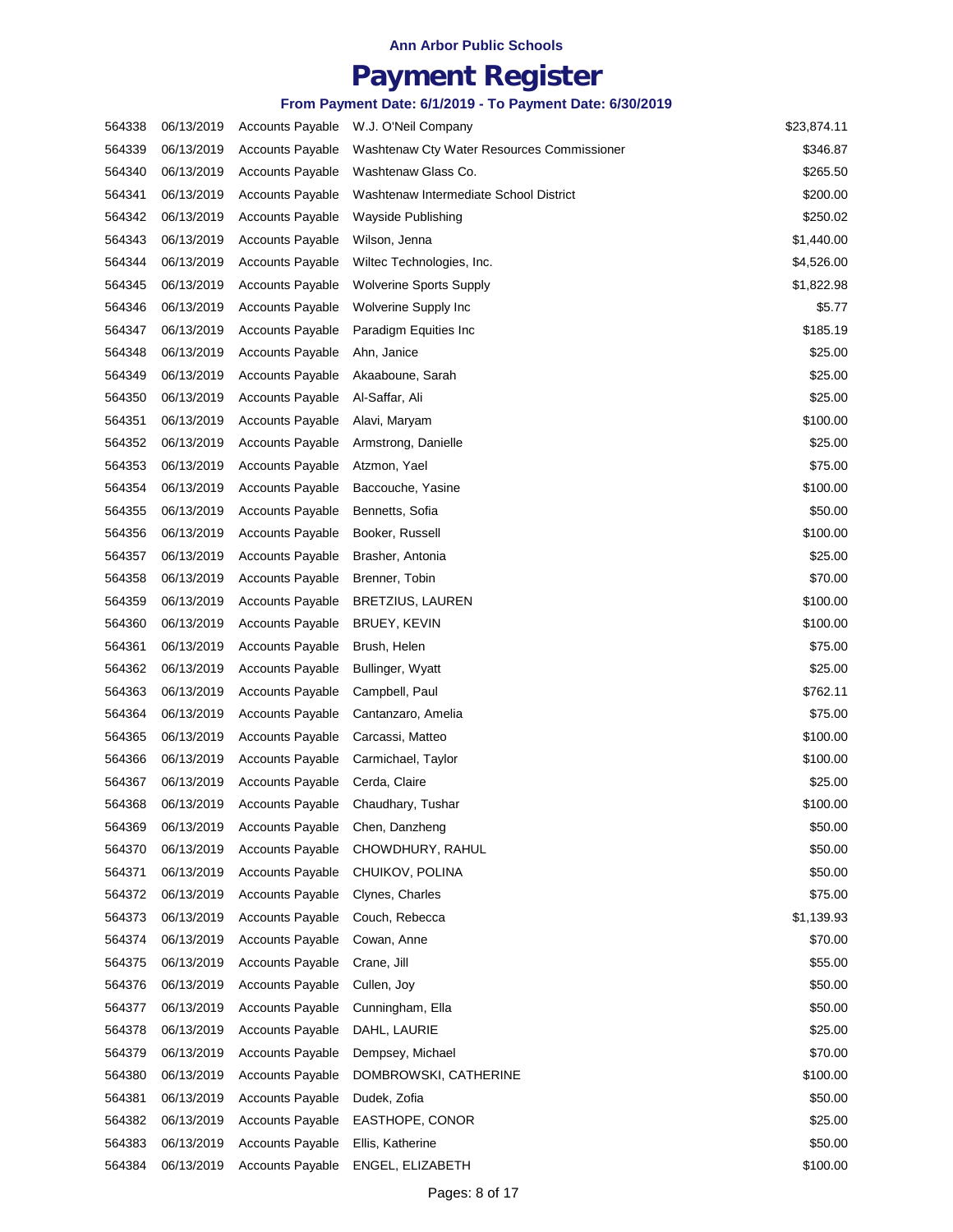Ann Arbor Public Schools

# Payment Register

### From Payment Date: 6/1/2019 - To Payment Date: 6/30/2019

| | | | | |
|---|---|---|---|---|
| 564338 | 06/13/2019 | Accounts Payable | W.J. O'Neil Company | $23,874.11 |
| 564339 | 06/13/2019 | Accounts Payable | Washtenaw Cty Water Resources Commissioner | $346.87 |
| 564340 | 06/13/2019 | Accounts Payable | Washtenaw Glass Co. | $265.50 |
| 564341 | 06/13/2019 | Accounts Payable | Washtenaw Intermediate School District | $200.00 |
| 564342 | 06/13/2019 | Accounts Payable | Wayside Publishing | $250.02 |
| 564343 | 06/13/2019 | Accounts Payable | Wilson, Jenna | $1,440.00 |
| 564344 | 06/13/2019 | Accounts Payable | Wiltec Technologies, Inc. | $4,526.00 |
| 564345 | 06/13/2019 | Accounts Payable | Wolverine Sports Supply | $1,822.98 |
| 564346 | 06/13/2019 | Accounts Payable | Wolverine Supply Inc | $5.77 |
| 564347 | 06/13/2019 | Accounts Payable | Paradigm Equities Inc | $185.19 |
| 564348 | 06/13/2019 | Accounts Payable | Ahn, Janice | $25.00 |
| 564349 | 06/13/2019 | Accounts Payable | Akaaboune, Sarah | $25.00 |
| 564350 | 06/13/2019 | Accounts Payable | Al-Saffar, Ali | $25.00 |
| 564351 | 06/13/2019 | Accounts Payable | Alavi, Maryam | $100.00 |
| 564352 | 06/13/2019 | Accounts Payable | Armstrong, Danielle | $25.00 |
| 564353 | 06/13/2019 | Accounts Payable | Atzmon, Yael | $75.00 |
| 564354 | 06/13/2019 | Accounts Payable | Baccouche, Yasine | $100.00 |
| 564355 | 06/13/2019 | Accounts Payable | Bennetts, Sofia | $50.00 |
| 564356 | 06/13/2019 | Accounts Payable | Booker, Russell | $100.00 |
| 564357 | 06/13/2019 | Accounts Payable | Brasher, Antonia | $25.00 |
| 564358 | 06/13/2019 | Accounts Payable | Brenner, Tobin | $70.00 |
| 564359 | 06/13/2019 | Accounts Payable | BRETZIUS, LAUREN | $100.00 |
| 564360 | 06/13/2019 | Accounts Payable | BRUEY, KEVIN | $100.00 |
| 564361 | 06/13/2019 | Accounts Payable | Brush, Helen | $75.00 |
| 564362 | 06/13/2019 | Accounts Payable | Bullinger, Wyatt | $25.00 |
| 564363 | 06/13/2019 | Accounts Payable | Campbell, Paul | $762.11 |
| 564364 | 06/13/2019 | Accounts Payable | Cantanzaro, Amelia | $75.00 |
| 564365 | 06/13/2019 | Accounts Payable | Carcassi, Matteo | $100.00 |
| 564366 | 06/13/2019 | Accounts Payable | Carmichael, Taylor | $100.00 |
| 564367 | 06/13/2019 | Accounts Payable | Cerda, Claire | $25.00 |
| 564368 | 06/13/2019 | Accounts Payable | Chaudhary, Tushar | $100.00 |
| 564369 | 06/13/2019 | Accounts Payable | Chen, Danzheng | $50.00 |
| 564370 | 06/13/2019 | Accounts Payable | CHOWDHURY, RAHUL | $50.00 |
| 564371 | 06/13/2019 | Accounts Payable | CHUIKOV, POLINA | $50.00 |
| 564372 | 06/13/2019 | Accounts Payable | Clynes, Charles | $75.00 |
| 564373 | 06/13/2019 | Accounts Payable | Couch, Rebecca | $1,139.93 |
| 564374 | 06/13/2019 | Accounts Payable | Cowan, Anne | $70.00 |
| 564375 | 06/13/2019 | Accounts Payable | Crane, Jill | $55.00 |
| 564376 | 06/13/2019 | Accounts Payable | Cullen, Joy | $50.00 |
| 564377 | 06/13/2019 | Accounts Payable | Cunningham, Ella | $50.00 |
| 564378 | 06/13/2019 | Accounts Payable | DAHL, LAURIE | $25.00 |
| 564379 | 06/13/2019 | Accounts Payable | Dempsey, Michael | $70.00 |
| 564380 | 06/13/2019 | Accounts Payable | DOMBROWSKI, CATHERINE | $100.00 |
| 564381 | 06/13/2019 | Accounts Payable | Dudek, Zofia | $50.00 |
| 564382 | 06/13/2019 | Accounts Payable | EASTHOPE, CONOR | $25.00 |
| 564383 | 06/13/2019 | Accounts Payable | Ellis, Katherine | $50.00 |
| 564384 | 06/13/2019 | Accounts Payable | ENGEL, ELIZABETH | $100.00 |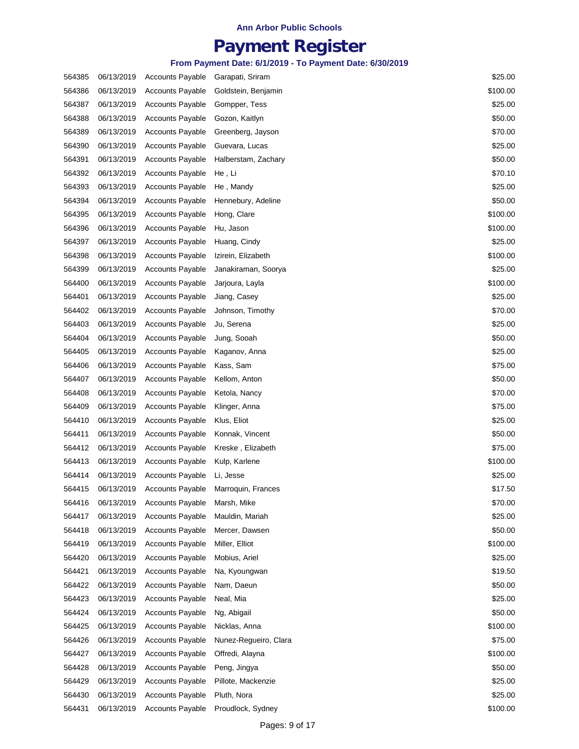**Ann Arbor Public Schools**

# Payment Register

**From Payment Date: 6/1/2019 - To Payment Date: 6/30/2019**

| | | | | |
|---|---|---|---|---|
| 564385 | 06/13/2019 | Accounts Payable | Garapati, Sriram | $25.00 |
| 564386 | 06/13/2019 | Accounts Payable | Goldstein, Benjamin | $100.00 |
| 564387 | 06/13/2019 | Accounts Payable | Gompper, Tess | $25.00 |
| 564388 | 06/13/2019 | Accounts Payable | Gozon, Kaitlyn | $50.00 |
| 564389 | 06/13/2019 | Accounts Payable | Greenberg, Jayson | $70.00 |
| 564390 | 06/13/2019 | Accounts Payable | Guevara, Lucas | $25.00 |
| 564391 | 06/13/2019 | Accounts Payable | Halberstam, Zachary | $50.00 |
| 564392 | 06/13/2019 | Accounts Payable | He , Li | $70.10 |
| 564393 | 06/13/2019 | Accounts Payable | He , Mandy | $25.00 |
| 564394 | 06/13/2019 | Accounts Payable | Hennebury, Adeline | $50.00 |
| 564395 | 06/13/2019 | Accounts Payable | Hong, Clare | $100.00 |
| 564396 | 06/13/2019 | Accounts Payable | Hu, Jason | $100.00 |
| 564397 | 06/13/2019 | Accounts Payable | Huang, Cindy | $25.00 |
| 564398 | 06/13/2019 | Accounts Payable | Izirein, Elizabeth | $100.00 |
| 564399 | 06/13/2019 | Accounts Payable | Janakiraman, Soorya | $25.00 |
| 564400 | 06/13/2019 | Accounts Payable | Jarjoura, Layla | $100.00 |
| 564401 | 06/13/2019 | Accounts Payable | Jiang, Casey | $25.00 |
| 564402 | 06/13/2019 | Accounts Payable | Johnson, Timothy | $70.00 |
| 564403 | 06/13/2019 | Accounts Payable | Ju, Serena | $25.00 |
| 564404 | 06/13/2019 | Accounts Payable | Jung, Sooah | $50.00 |
| 564405 | 06/13/2019 | Accounts Payable | Kaganov, Anna | $25.00 |
| 564406 | 06/13/2019 | Accounts Payable | Kass, Sam | $75.00 |
| 564407 | 06/13/2019 | Accounts Payable | Kellom, Anton | $50.00 |
| 564408 | 06/13/2019 | Accounts Payable | Ketola, Nancy | $70.00 |
| 564409 | 06/13/2019 | Accounts Payable | Klinger, Anna | $75.00 |
| 564410 | 06/13/2019 | Accounts Payable | Klus, Eliot | $25.00 |
| 564411 | 06/13/2019 | Accounts Payable | Konnak, Vincent | $50.00 |
| 564412 | 06/13/2019 | Accounts Payable | Kreske , Elizabeth | $75.00 |
| 564413 | 06/13/2019 | Accounts Payable | Kulp, Karlene | $100.00 |
| 564414 | 06/13/2019 | Accounts Payable | Li, Jesse | $25.00 |
| 564415 | 06/13/2019 | Accounts Payable | Marroquin, Frances | $17.50 |
| 564416 | 06/13/2019 | Accounts Payable | Marsh, Mike | $70.00 |
| 564417 | 06/13/2019 | Accounts Payable | Mauldin, Mariah | $25.00 |
| 564418 | 06/13/2019 | Accounts Payable | Mercer, Dawsen | $50.00 |
| 564419 | 06/13/2019 | Accounts Payable | Miller, Elliot | $100.00 |
| 564420 | 06/13/2019 | Accounts Payable | Mobius, Ariel | $25.00 |
| 564421 | 06/13/2019 | Accounts Payable | Na, Kyoungwan | $19.50 |
| 564422 | 06/13/2019 | Accounts Payable | Nam, Daeun | $50.00 |
| 564423 | 06/13/2019 | Accounts Payable | Neal, Mia | $25.00 |
| 564424 | 06/13/2019 | Accounts Payable | Ng, Abigail | $50.00 |
| 564425 | 06/13/2019 | Accounts Payable | Nicklas, Anna | $100.00 |
| 564426 | 06/13/2019 | Accounts Payable | Nunez-Regueiro, Clara | $75.00 |
| 564427 | 06/13/2019 | Accounts Payable | Offredi, Alayna | $100.00 |
| 564428 | 06/13/2019 | Accounts Payable | Peng, Jingya | $50.00 |
| 564429 | 06/13/2019 | Accounts Payable | Pillote, Mackenzie | $25.00 |
| 564430 | 06/13/2019 | Accounts Payable | Pluth, Nora | $25.00 |
| 564431 | 06/13/2019 | Accounts Payable | Proudlock, Sydney | $100.00 |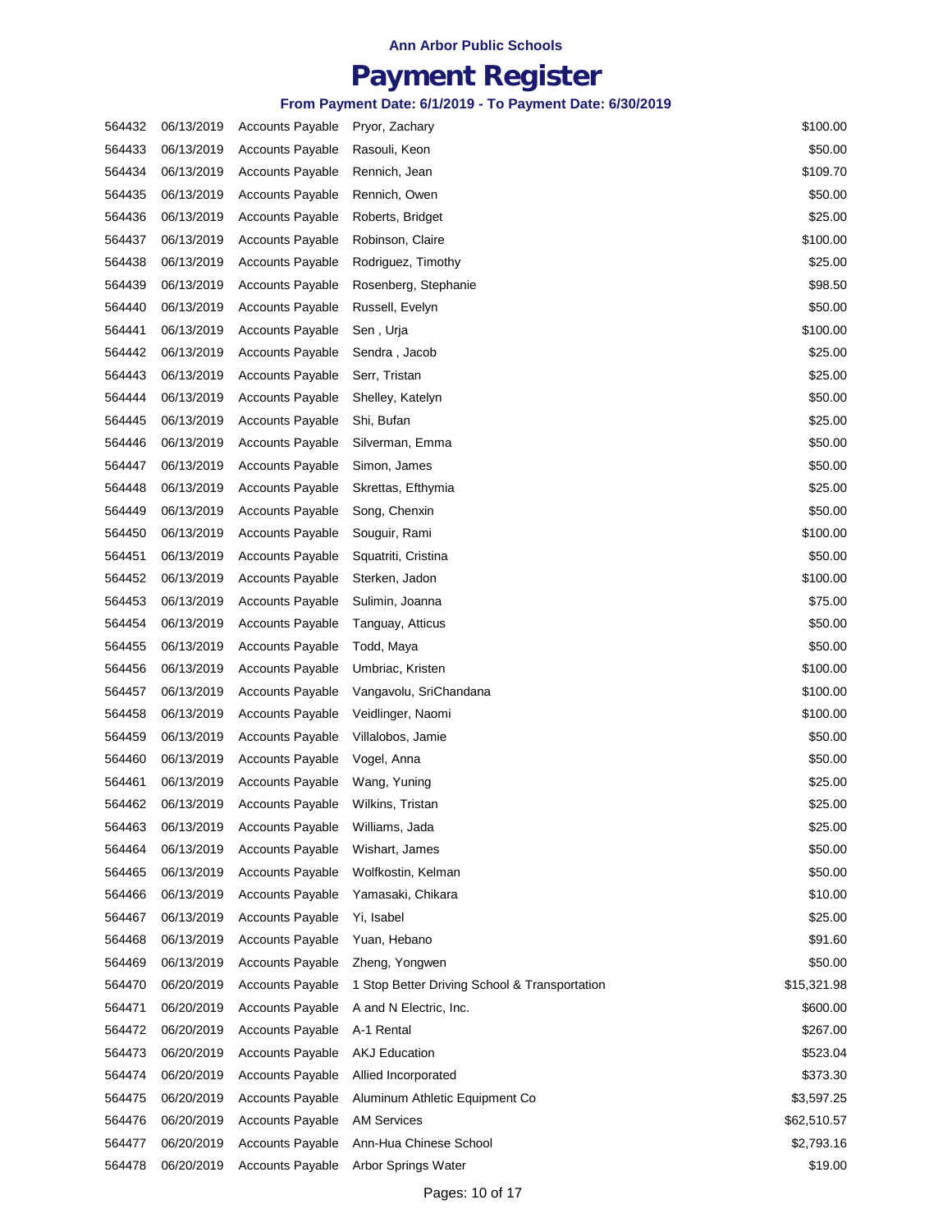**Ann Arbor Public Schools**

# Payment Register

**From Payment Date: 6/1/2019 - To Payment Date: 6/30/2019**

| | | | | |
|---|---|---|---|---|
| 564432 | 06/13/2019 | Accounts Payable | Pryor, Zachary | $100.00 |
| 564433 | 06/13/2019 | Accounts Payable | Rasouli, Keon | $50.00 |
| 564434 | 06/13/2019 | Accounts Payable | Rennich, Jean | $109.70 |
| 564435 | 06/13/2019 | Accounts Payable | Rennich, Owen | $50.00 |
| 564436 | 06/13/2019 | Accounts Payable | Roberts, Bridget | $25.00 |
| 564437 | 06/13/2019 | Accounts Payable | Robinson, Claire | $100.00 |
| 564438 | 06/13/2019 | Accounts Payable | Rodriguez, Timothy | $25.00 |
| 564439 | 06/13/2019 | Accounts Payable | Rosenberg, Stephanie | $98.50 |
| 564440 | 06/13/2019 | Accounts Payable | Russell, Evelyn | $50.00 |
| 564441 | 06/13/2019 | Accounts Payable | Sen , Urja | $100.00 |
| 564442 | 06/13/2019 | Accounts Payable | Sendra , Jacob | $25.00 |
| 564443 | 06/13/2019 | Accounts Payable | Serr, Tristan | $25.00 |
| 564444 | 06/13/2019 | Accounts Payable | Shelley, Katelyn | $50.00 |
| 564445 | 06/13/2019 | Accounts Payable | Shi, Bufan | $25.00 |
| 564446 | 06/13/2019 | Accounts Payable | Silverman, Emma | $50.00 |
| 564447 | 06/13/2019 | Accounts Payable | Simon, James | $50.00 |
| 564448 | 06/13/2019 | Accounts Payable | Skrettas, Efthymia | $25.00 |
| 564449 | 06/13/2019 | Accounts Payable | Song, Chenxin | $50.00 |
| 564450 | 06/13/2019 | Accounts Payable | Souguir, Rami | $100.00 |
| 564451 | 06/13/2019 | Accounts Payable | Squatriti, Cristina | $50.00 |
| 564452 | 06/13/2019 | Accounts Payable | Sterken, Jadon | $100.00 |
| 564453 | 06/13/2019 | Accounts Payable | Sulimin, Joanna | $75.00 |
| 564454 | 06/13/2019 | Accounts Payable | Tanguay, Atticus | $50.00 |
| 564455 | 06/13/2019 | Accounts Payable | Todd, Maya | $50.00 |
| 564456 | 06/13/2019 | Accounts Payable | Umbriac, Kristen | $100.00 |
| 564457 | 06/13/2019 | Accounts Payable | Vangavolu, SriChandana | $100.00 |
| 564458 | 06/13/2019 | Accounts Payable | Veidlinger, Naomi | $100.00 |
| 564459 | 06/13/2019 | Accounts Payable | Villalobos, Jamie | $50.00 |
| 564460 | 06/13/2019 | Accounts Payable | Vogel, Anna | $50.00 |
| 564461 | 06/13/2019 | Accounts Payable | Wang, Yuning | $25.00 |
| 564462 | 06/13/2019 | Accounts Payable | Wilkins, Tristan | $25.00 |
| 564463 | 06/13/2019 | Accounts Payable | Williams, Jada | $25.00 |
| 564464 | 06/13/2019 | Accounts Payable | Wishart, James | $50.00 |
| 564465 | 06/13/2019 | Accounts Payable | Wolfkostin, Kelman | $50.00 |
| 564466 | 06/13/2019 | Accounts Payable | Yamasaki, Chikara | $10.00 |
| 564467 | 06/13/2019 | Accounts Payable | Yi, Isabel | $25.00 |
| 564468 | 06/13/2019 | Accounts Payable | Yuan, Hebano | $91.60 |
| 564469 | 06/13/2019 | Accounts Payable | Zheng, Yongwen | $50.00 |
| 564470 | 06/20/2019 | Accounts Payable | 1 Stop Better Driving School & Transportation | $15,321.98 |
| 564471 | 06/20/2019 | Accounts Payable | A and N Electric, Inc. | $600.00 |
| 564472 | 06/20/2019 | Accounts Payable | A-1 Rental | $267.00 |
| 564473 | 06/20/2019 | Accounts Payable | AKJ Education | $523.04 |
| 564474 | 06/20/2019 | Accounts Payable | Allied Incorporated | $373.30 |
| 564475 | 06/20/2019 | Accounts Payable | Aluminum Athletic Equipment Co | $3,597.25 |
| 564476 | 06/20/2019 | Accounts Payable | AM Services | $62,510.57 |
| 564477 | 06/20/2019 | Accounts Payable | Ann-Hua Chinese School | $2,793.16 |
| 564478 | 06/20/2019 | Accounts Payable | Arbor Springs Water | $19.00 |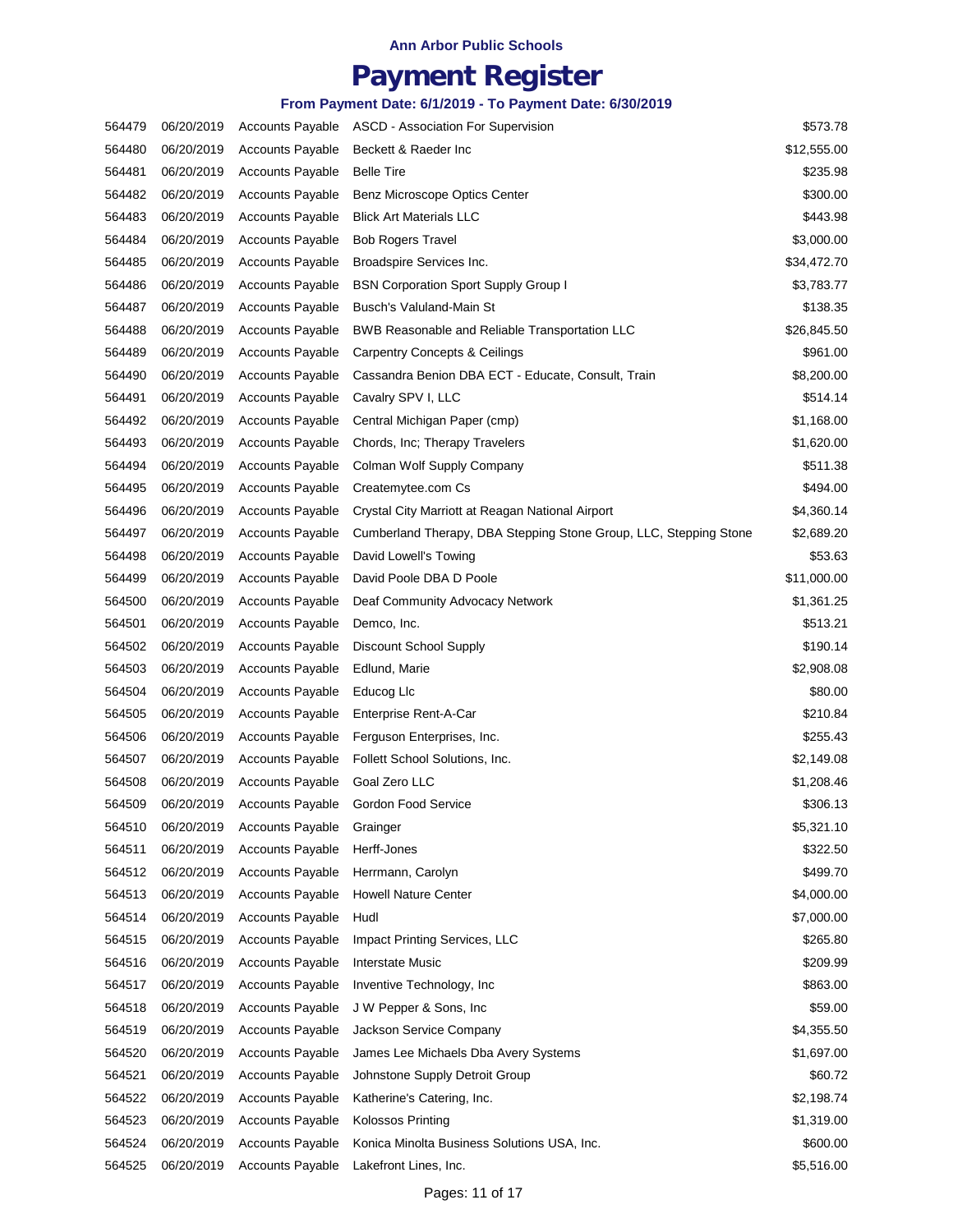**Ann Arbor Public Schools**

# Payment Register

**From Payment Date: 6/1/2019 - To Payment Date: 6/30/2019**

| | | | | |
|---|---|---|---|---|
| 564479 | 06/20/2019 | Accounts Payable | ASCD - Association For Supervision | $573.78 |
| 564480 | 06/20/2019 | Accounts Payable | Beckett & Raeder Inc | $12,555.00 |
| 564481 | 06/20/2019 | Accounts Payable | Belle Tire | $235.98 |
| 564482 | 06/20/2019 | Accounts Payable | Benz Microscope Optics Center | $300.00 |
| 564483 | 06/20/2019 | Accounts Payable | Blick Art Materials LLC | $443.98 |
| 564484 | 06/20/2019 | Accounts Payable | Bob Rogers Travel | $3,000.00 |
| 564485 | 06/20/2019 | Accounts Payable | Broadspire Services Inc. | $34,472.70 |
| 564486 | 06/20/2019 | Accounts Payable | BSN Corporation Sport Supply Group I | $3,783.77 |
| 564487 | 06/20/2019 | Accounts Payable | Busch's Valuland-Main St | $138.35 |
| 564488 | 06/20/2019 | Accounts Payable | BWB Reasonable and Reliable Transportation LLC | $26,845.50 |
| 564489 | 06/20/2019 | Accounts Payable | Carpentry Concepts & Ceilings | $961.00 |
| 564490 | 06/20/2019 | Accounts Payable | Cassandra Benion DBA ECT - Educate, Consult, Train | $8,200.00 |
| 564491 | 06/20/2019 | Accounts Payable | Cavalry SPV I, LLC | $514.14 |
| 564492 | 06/20/2019 | Accounts Payable | Central Michigan Paper (cmp) | $1,168.00 |
| 564493 | 06/20/2019 | Accounts Payable | Chords, Inc; Therapy Travelers | $1,620.00 |
| 564494 | 06/20/2019 | Accounts Payable | Colman Wolf Supply Company | $511.38 |
| 564495 | 06/20/2019 | Accounts Payable | Createmytee.com Cs | $494.00 |
| 564496 | 06/20/2019 | Accounts Payable | Crystal City Marriott at Reagan National Airport | $4,360.14 |
| 564497 | 06/20/2019 | Accounts Payable | Cumberland Therapy, DBA Stepping Stone Group, LLC, Stepping Stone | $2,689.20 |
| 564498 | 06/20/2019 | Accounts Payable | David Lowell's Towing | $53.63 |
| 564499 | 06/20/2019 | Accounts Payable | David Poole DBA D Poole | $11,000.00 |
| 564500 | 06/20/2019 | Accounts Payable | Deaf Community Advocacy Network | $1,361.25 |
| 564501 | 06/20/2019 | Accounts Payable | Demco, Inc. | $513.21 |
| 564502 | 06/20/2019 | Accounts Payable | Discount School Supply | $190.14 |
| 564503 | 06/20/2019 | Accounts Payable | Edlund, Marie | $2,908.08 |
| 564504 | 06/20/2019 | Accounts Payable | Educog Llc | $80.00 |
| 564505 | 06/20/2019 | Accounts Payable | Enterprise Rent-A-Car | $210.84 |
| 564506 | 06/20/2019 | Accounts Payable | Ferguson Enterprises, Inc. | $255.43 |
| 564507 | 06/20/2019 | Accounts Payable | Follett School Solutions, Inc. | $2,149.08 |
| 564508 | 06/20/2019 | Accounts Payable | Goal Zero LLC | $1,208.46 |
| 564509 | 06/20/2019 | Accounts Payable | Gordon Food Service | $306.13 |
| 564510 | 06/20/2019 | Accounts Payable | Grainger | $5,321.10 |
| 564511 | 06/20/2019 | Accounts Payable | Herff-Jones | $322.50 |
| 564512 | 06/20/2019 | Accounts Payable | Herrmann, Carolyn | $499.70 |
| 564513 | 06/20/2019 | Accounts Payable | Howell Nature Center | $4,000.00 |
| 564514 | 06/20/2019 | Accounts Payable | Hudl | $7,000.00 |
| 564515 | 06/20/2019 | Accounts Payable | Impact Printing Services, LLC | $265.80 |
| 564516 | 06/20/2019 | Accounts Payable | Interstate Music | $209.99 |
| 564517 | 06/20/2019 | Accounts Payable | Inventive Technology, Inc | $863.00 |
| 564518 | 06/20/2019 | Accounts Payable | J W Pepper & Sons, Inc | $59.00 |
| 564519 | 06/20/2019 | Accounts Payable | Jackson Service Company | $4,355.50 |
| 564520 | 06/20/2019 | Accounts Payable | James Lee Michaels Dba Avery Systems | $1,697.00 |
| 564521 | 06/20/2019 | Accounts Payable | Johnstone Supply Detroit Group | $60.72 |
| 564522 | 06/20/2019 | Accounts Payable | Katherine's Catering, Inc. | $2,198.74 |
| 564523 | 06/20/2019 | Accounts Payable | Kolossos Printing | $1,319.00 |
| 564524 | 06/20/2019 | Accounts Payable | Konica Minolta Business Solutions USA, Inc. | $600.00 |
| 564525 | 06/20/2019 | Accounts Payable | Lakefront Lines, Inc. | $5,516.00 |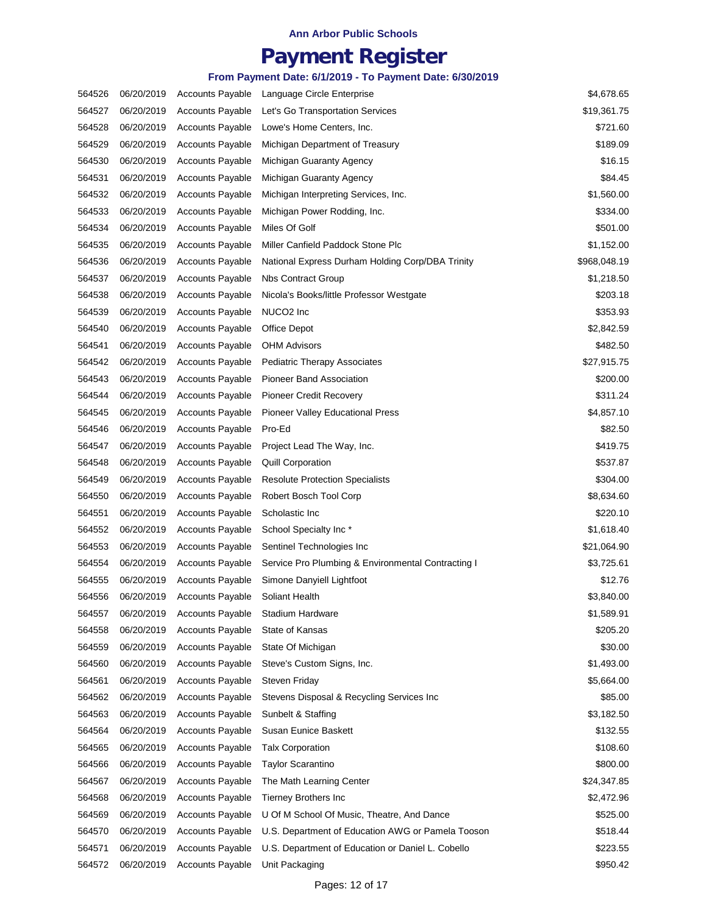Ann Arbor Public Schools

# Payment Register

### From Payment Date: 6/1/2019 - To Payment Date: 6/30/2019

| | | | | |
|---|---|---|---|---|
| 564526 | 06/20/2019 | Accounts Payable | Language Circle Enterprise | $4,678.65 |
| 564527 | 06/20/2019 | Accounts Payable | Let's Go Transportation Services | $19,361.75 |
| 564528 | 06/20/2019 | Accounts Payable | Lowe's Home Centers, Inc. | $721.60 |
| 564529 | 06/20/2019 | Accounts Payable | Michigan Department of Treasury | $189.09 |
| 564530 | 06/20/2019 | Accounts Payable | Michigan Guaranty Agency | $16.15 |
| 564531 | 06/20/2019 | Accounts Payable | Michigan Guaranty Agency | $84.45 |
| 564532 | 06/20/2019 | Accounts Payable | Michigan Interpreting Services, Inc. | $1,560.00 |
| 564533 | 06/20/2019 | Accounts Payable | Michigan Power Rodding, Inc. | $334.00 |
| 564534 | 06/20/2019 | Accounts Payable | Miles Of Golf | $501.00 |
| 564535 | 06/20/2019 | Accounts Payable | Miller Canfield Paddock Stone Plc | $1,152.00 |
| 564536 | 06/20/2019 | Accounts Payable | National Express Durham Holding Corp/DBA Trinity | $968,048.19 |
| 564537 | 06/20/2019 | Accounts Payable | Nbs Contract Group | $1,218.50 |
| 564538 | 06/20/2019 | Accounts Payable | Nicola's Books/little Professor Westgate | $203.18 |
| 564539 | 06/20/2019 | Accounts Payable | NUCO2 Inc | $353.93 |
| 564540 | 06/20/2019 | Accounts Payable | Office Depot | $2,842.59 |
| 564541 | 06/20/2019 | Accounts Payable | OHM Advisors | $482.50 |
| 564542 | 06/20/2019 | Accounts Payable | Pediatric Therapy Associates | $27,915.75 |
| 564543 | 06/20/2019 | Accounts Payable | Pioneer Band Association | $200.00 |
| 564544 | 06/20/2019 | Accounts Payable | Pioneer Credit Recovery | $311.24 |
| 564545 | 06/20/2019 | Accounts Payable | Pioneer Valley Educational Press | $4,857.10 |
| 564546 | 06/20/2019 | Accounts Payable | Pro-Ed | $82.50 |
| 564547 | 06/20/2019 | Accounts Payable | Project Lead The Way, Inc. | $419.75 |
| 564548 | 06/20/2019 | Accounts Payable | Quill Corporation | $537.87 |
| 564549 | 06/20/2019 | Accounts Payable | Resolute Protection Specialists | $304.00 |
| 564550 | 06/20/2019 | Accounts Payable | Robert Bosch Tool Corp | $8,634.60 |
| 564551 | 06/20/2019 | Accounts Payable | Scholastic Inc | $220.10 |
| 564552 | 06/20/2019 | Accounts Payable | School Specialty Inc * | $1,618.40 |
| 564553 | 06/20/2019 | Accounts Payable | Sentinel Technologies Inc | $21,064.90 |
| 564554 | 06/20/2019 | Accounts Payable | Service Pro Plumbing & Environmental Contracting I | $3,725.61 |
| 564555 | 06/20/2019 | Accounts Payable | Simone Danyiell Lightfoot | $12.76 |
| 564556 | 06/20/2019 | Accounts Payable | Soliant Health | $3,840.00 |
| 564557 | 06/20/2019 | Accounts Payable | Stadium Hardware | $1,589.91 |
| 564558 | 06/20/2019 | Accounts Payable | State of Kansas | $205.20 |
| 564559 | 06/20/2019 | Accounts Payable | State Of Michigan | $30.00 |
| 564560 | 06/20/2019 | Accounts Payable | Steve's Custom Signs, Inc. | $1,493.00 |
| 564561 | 06/20/2019 | Accounts Payable | Steven Friday | $5,664.00 |
| 564562 | 06/20/2019 | Accounts Payable | Stevens Disposal & Recycling Services Inc | $85.00 |
| 564563 | 06/20/2019 | Accounts Payable | Sunbelt & Staffing | $3,182.50 |
| 564564 | 06/20/2019 | Accounts Payable | Susan Eunice Baskett | $132.55 |
| 564565 | 06/20/2019 | Accounts Payable | Talx Corporation | $108.60 |
| 564566 | 06/20/2019 | Accounts Payable | Taylor Scarantino | $800.00 |
| 564567 | 06/20/2019 | Accounts Payable | The Math Learning Center | $24,347.85 |
| 564568 | 06/20/2019 | Accounts Payable | Tierney Brothers Inc | $2,472.96 |
| 564569 | 06/20/2019 | Accounts Payable | U Of M School Of Music, Theatre, And Dance | $525.00 |
| 564570 | 06/20/2019 | Accounts Payable | U.S. Department of Education AWG or Pamela Tooson | $518.44 |
| 564571 | 06/20/2019 | Accounts Payable | U.S. Department of Education or Daniel L. Cobello | $223.55 |
| 564572 | 06/20/2019 | Accounts Payable | Unit Packaging | $950.42 |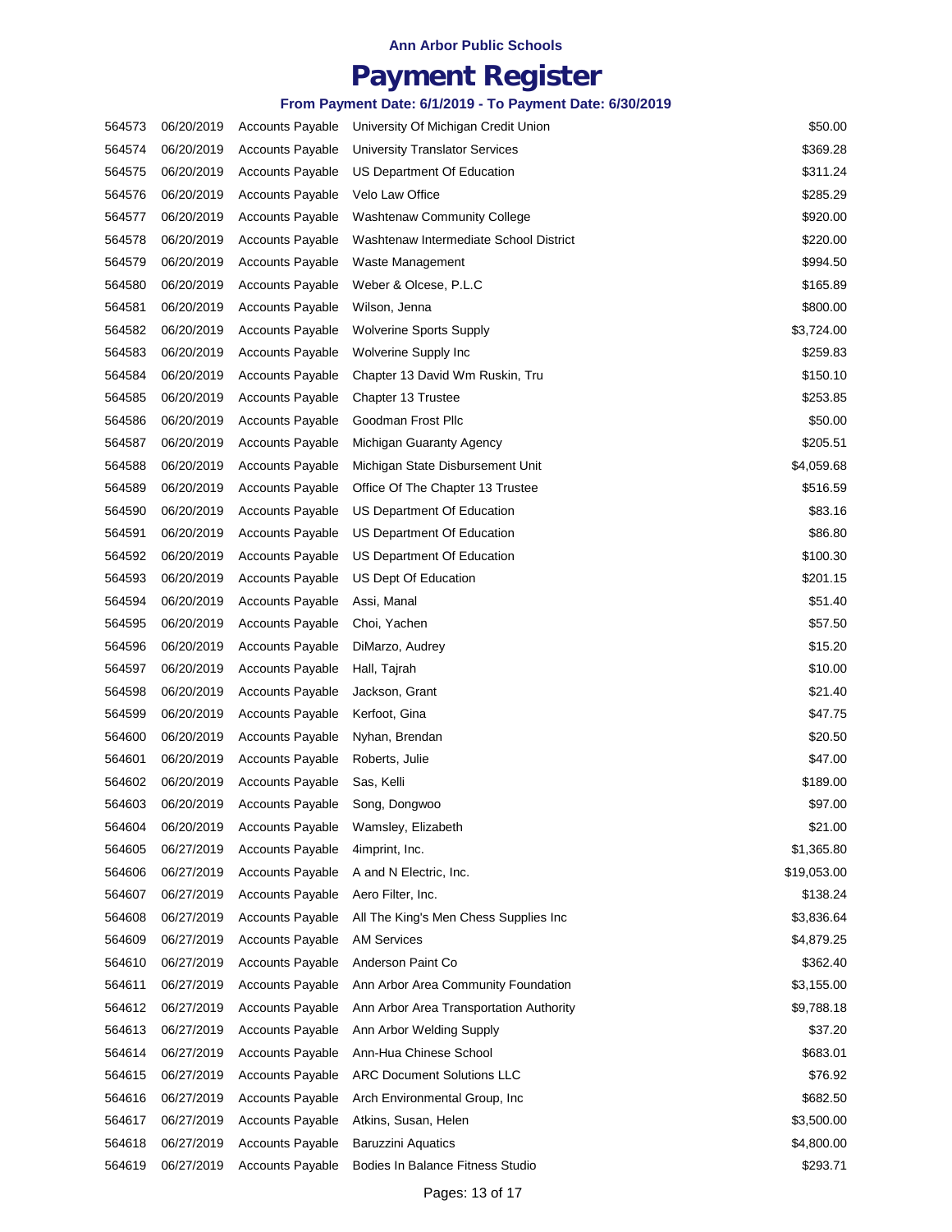**Ann Arbor Public Schools**

# Payment Register

**From Payment Date: 6/1/2019 - To Payment Date: 6/30/2019**

| | | | | |
|---|---|---|---|---|
| 564573 | 06/20/2019 | Accounts Payable | University Of Michigan Credit Union | $50.00 |
| 564574 | 06/20/2019 | Accounts Payable | University Translator Services | $369.28 |
| 564575 | 06/20/2019 | Accounts Payable | US Department Of Education | $311.24 |
| 564576 | 06/20/2019 | Accounts Payable | Velo Law Office | $285.29 |
| 564577 | 06/20/2019 | Accounts Payable | Washtenaw Community College | $920.00 |
| 564578 | 06/20/2019 | Accounts Payable | Washtenaw Intermediate School District | $220.00 |
| 564579 | 06/20/2019 | Accounts Payable | Waste Management | $994.50 |
| 564580 | 06/20/2019 | Accounts Payable | Weber & Olcese, P.L.C | $165.89 |
| 564581 | 06/20/2019 | Accounts Payable | Wilson, Jenna | $800.00 |
| 564582 | 06/20/2019 | Accounts Payable | Wolverine Sports Supply | $3,724.00 |
| 564583 | 06/20/2019 | Accounts Payable | Wolverine Supply Inc | $259.83 |
| 564584 | 06/20/2019 | Accounts Payable | Chapter 13 David Wm Ruskin, Tru | $150.10 |
| 564585 | 06/20/2019 | Accounts Payable | Chapter 13 Trustee | $253.85 |
| 564586 | 06/20/2019 | Accounts Payable | Goodman Frost Pllc | $50.00 |
| 564587 | 06/20/2019 | Accounts Payable | Michigan Guaranty Agency | $205.51 |
| 564588 | 06/20/2019 | Accounts Payable | Michigan State Disbursement Unit | $4,059.68 |
| 564589 | 06/20/2019 | Accounts Payable | Office Of The Chapter 13 Trustee | $516.59 |
| 564590 | 06/20/2019 | Accounts Payable | US Department Of Education | $83.16 |
| 564591 | 06/20/2019 | Accounts Payable | US Department Of Education | $86.80 |
| 564592 | 06/20/2019 | Accounts Payable | US Department Of Education | $100.30 |
| 564593 | 06/20/2019 | Accounts Payable | US Dept Of Education | $201.15 |
| 564594 | 06/20/2019 | Accounts Payable | Assi, Manal | $51.40 |
| 564595 | 06/20/2019 | Accounts Payable | Choi, Yachen | $57.50 |
| 564596 | 06/20/2019 | Accounts Payable | DiMarzo, Audrey | $15.20 |
| 564597 | 06/20/2019 | Accounts Payable | Hall, Tajrah | $10.00 |
| 564598 | 06/20/2019 | Accounts Payable | Jackson, Grant | $21.40 |
| 564599 | 06/20/2019 | Accounts Payable | Kerfoot, Gina | $47.75 |
| 564600 | 06/20/2019 | Accounts Payable | Nyhan, Brendan | $20.50 |
| 564601 | 06/20/2019 | Accounts Payable | Roberts, Julie | $47.00 |
| 564602 | 06/20/2019 | Accounts Payable | Sas, Kelli | $189.00 |
| 564603 | 06/20/2019 | Accounts Payable | Song, Dongwoo | $97.00 |
| 564604 | 06/20/2019 | Accounts Payable | Wamsley, Elizabeth | $21.00 |
| 564605 | 06/27/2019 | Accounts Payable | 4imprint, Inc. | $1,365.80 |
| 564606 | 06/27/2019 | Accounts Payable | A and N Electric, Inc. | $19,053.00 |
| 564607 | 06/27/2019 | Accounts Payable | Aero Filter, Inc. | $138.24 |
| 564608 | 06/27/2019 | Accounts Payable | All The King's Men Chess Supplies Inc | $3,836.64 |
| 564609 | 06/27/2019 | Accounts Payable | AM Services | $4,879.25 |
| 564610 | 06/27/2019 | Accounts Payable | Anderson Paint Co | $362.40 |
| 564611 | 06/27/2019 | Accounts Payable | Ann Arbor Area Community Foundation | $3,155.00 |
| 564612 | 06/27/2019 | Accounts Payable | Ann Arbor Area Transportation Authority | $9,788.18 |
| 564613 | 06/27/2019 | Accounts Payable | Ann Arbor Welding Supply | $37.20 |
| 564614 | 06/27/2019 | Accounts Payable | Ann-Hua Chinese School | $683.01 |
| 564615 | 06/27/2019 | Accounts Payable | ARC Document Solutions LLC | $76.92 |
| 564616 | 06/27/2019 | Accounts Payable | Arch Environmental Group, Inc | $682.50 |
| 564617 | 06/27/2019 | Accounts Payable | Atkins, Susan, Helen | $3,500.00 |
| 564618 | 06/27/2019 | Accounts Payable | Baruzzini Aquatics | $4,800.00 |
| 564619 | 06/27/2019 | Accounts Payable | Bodies In Balance Fitness Studio | $293.71 |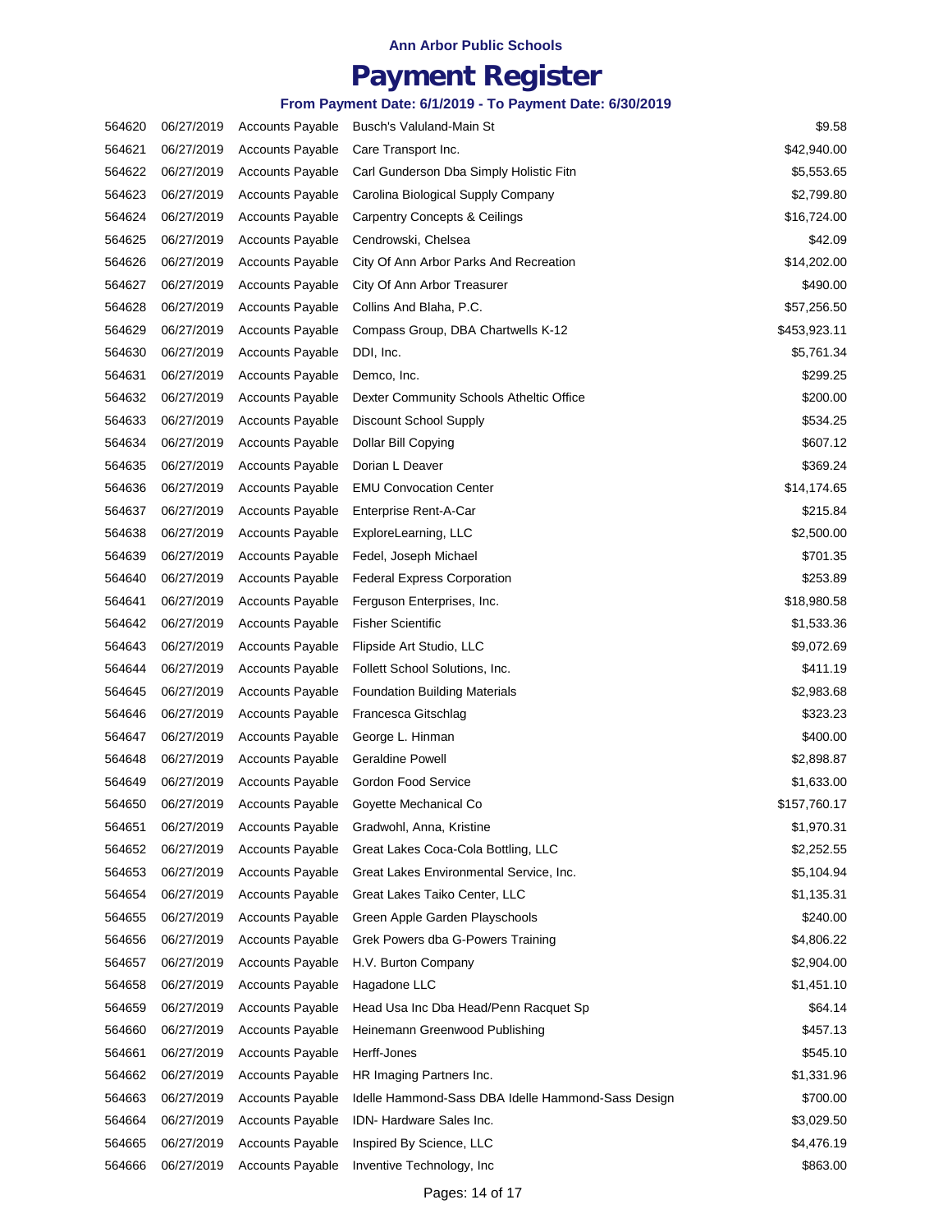Ann Arbor Public Schools

# Payment Register

### From Payment Date: 6/1/2019 - To Payment Date: 6/30/2019

| | | | | |
|---|---|---|---|---|
| 564620 | 06/27/2019 | Accounts Payable | Busch's Valuland-Main St | $9.58 |
| 564621 | 06/27/2019 | Accounts Payable | Care Transport Inc. | $42,940.00 |
| 564622 | 06/27/2019 | Accounts Payable | Carl Gunderson Dba Simply Holistic Fitn | $5,553.65 |
| 564623 | 06/27/2019 | Accounts Payable | Carolina Biological Supply Company | $2,799.80 |
| 564624 | 06/27/2019 | Accounts Payable | Carpentry Concepts & Ceilings | $16,724.00 |
| 564625 | 06/27/2019 | Accounts Payable | Cendrowski, Chelsea | $42.09 |
| 564626 | 06/27/2019 | Accounts Payable | City Of Ann Arbor Parks And Recreation | $14,202.00 |
| 564627 | 06/27/2019 | Accounts Payable | City Of Ann Arbor Treasurer | $490.00 |
| 564628 | 06/27/2019 | Accounts Payable | Collins And Blaha, P.C. | $57,256.50 |
| 564629 | 06/27/2019 | Accounts Payable | Compass Group, DBA Chartwells K-12 | $453,923.11 |
| 564630 | 06/27/2019 | Accounts Payable | DDI, Inc. | $5,761.34 |
| 564631 | 06/27/2019 | Accounts Payable | Demco, Inc. | $299.25 |
| 564632 | 06/27/2019 | Accounts Payable | Dexter Community Schools Atheltic Office | $200.00 |
| 564633 | 06/27/2019 | Accounts Payable | Discount School Supply | $534.25 |
| 564634 | 06/27/2019 | Accounts Payable | Dollar Bill Copying | $607.12 |
| 564635 | 06/27/2019 | Accounts Payable | Dorian L Deaver | $369.24 |
| 564636 | 06/27/2019 | Accounts Payable | EMU Convocation Center | $14,174.65 |
| 564637 | 06/27/2019 | Accounts Payable | Enterprise Rent-A-Car | $215.84 |
| 564638 | 06/27/2019 | Accounts Payable | ExploreLearning, LLC | $2,500.00 |
| 564639 | 06/27/2019 | Accounts Payable | Fedel, Joseph Michael | $701.35 |
| 564640 | 06/27/2019 | Accounts Payable | Federal Express Corporation | $253.89 |
| 564641 | 06/27/2019 | Accounts Payable | Ferguson Enterprises, Inc. | $18,980.58 |
| 564642 | 06/27/2019 | Accounts Payable | Fisher Scientific | $1,533.36 |
| 564643 | 06/27/2019 | Accounts Payable | Flipside Art Studio, LLC | $9,072.69 |
| 564644 | 06/27/2019 | Accounts Payable | Follett School Solutions, Inc. | $411.19 |
| 564645 | 06/27/2019 | Accounts Payable | Foundation Building Materials | $2,983.68 |
| 564646 | 06/27/2019 | Accounts Payable | Francesca Gitschlag | $323.23 |
| 564647 | 06/27/2019 | Accounts Payable | George L. Hinman | $400.00 |
| 564648 | 06/27/2019 | Accounts Payable | Geraldine Powell | $2,898.87 |
| 564649 | 06/27/2019 | Accounts Payable | Gordon Food Service | $1,633.00 |
| 564650 | 06/27/2019 | Accounts Payable | Goyette Mechanical Co | $157,760.17 |
| 564651 | 06/27/2019 | Accounts Payable | Gradwohl, Anna, Kristine | $1,970.31 |
| 564652 | 06/27/2019 | Accounts Payable | Great Lakes Coca-Cola Bottling, LLC | $2,252.55 |
| 564653 | 06/27/2019 | Accounts Payable | Great Lakes Environmental Service, Inc. | $5,104.94 |
| 564654 | 06/27/2019 | Accounts Payable | Great Lakes Taiko Center, LLC | $1,135.31 |
| 564655 | 06/27/2019 | Accounts Payable | Green Apple Garden Playschools | $240.00 |
| 564656 | 06/27/2019 | Accounts Payable | Grek Powers dba G-Powers Training | $4,806.22 |
| 564657 | 06/27/2019 | Accounts Payable | H.V. Burton Company | $2,904.00 |
| 564658 | 06/27/2019 | Accounts Payable | Hagadone LLC | $1,451.10 |
| 564659 | 06/27/2019 | Accounts Payable | Head Usa Inc Dba Head/Penn Racquet Sp | $64.14 |
| 564660 | 06/27/2019 | Accounts Payable | Heinemann Greenwood Publishing | $457.13 |
| 564661 | 06/27/2019 | Accounts Payable | Herff-Jones | $545.10 |
| 564662 | 06/27/2019 | Accounts Payable | HR Imaging Partners Inc. | $1,331.96 |
| 564663 | 06/27/2019 | Accounts Payable | Idelle Hammond-Sass DBA Idelle Hammond-Sass Design | $700.00 |
| 564664 | 06/27/2019 | Accounts Payable | IDN- Hardware Sales Inc. | $3,029.50 |
| 564665 | 06/27/2019 | Accounts Payable | Inspired By Science, LLC | $4,476.19 |
| 564666 | 06/27/2019 | Accounts Payable | Inventive Technology, Inc | $863.00 |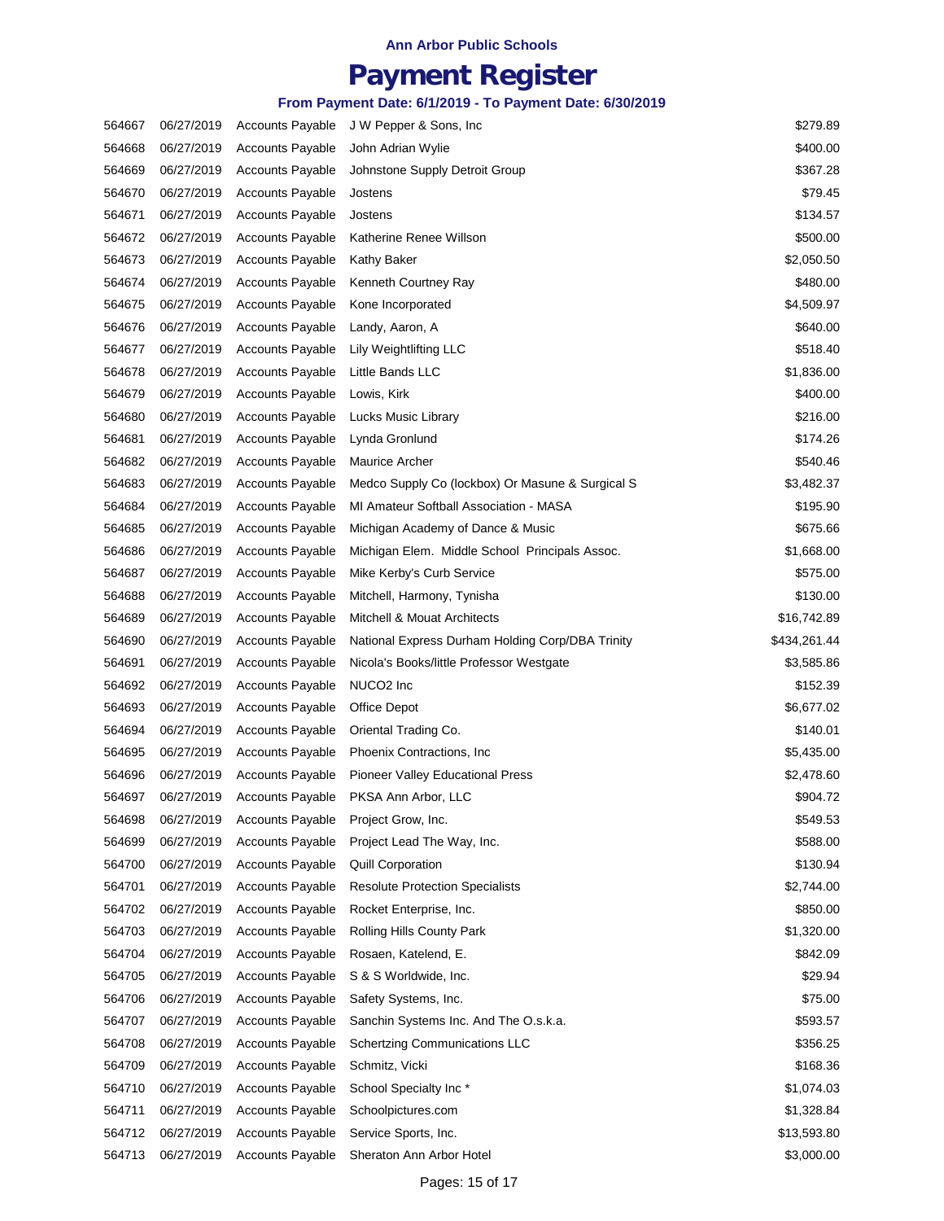Ann Arbor Public Schools

# Payment Register

### From Payment Date: 6/1/2019 - To Payment Date: 6/30/2019

| | | | | |
|---|---|---|---|---|
| 564667 | 06/27/2019 | Accounts Payable | J W Pepper & Sons, Inc | $279.89 |
| 564668 | 06/27/2019 | Accounts Payable | John Adrian Wylie | $400.00 |
| 564669 | 06/27/2019 | Accounts Payable | Johnstone Supply Detroit Group | $367.28 |
| 564670 | 06/27/2019 | Accounts Payable | Jostens | $79.45 |
| 564671 | 06/27/2019 | Accounts Payable | Jostens | $134.57 |
| 564672 | 06/27/2019 | Accounts Payable | Katherine Renee Willson | $500.00 |
| 564673 | 06/27/2019 | Accounts Payable | Kathy Baker | $2,050.50 |
| 564674 | 06/27/2019 | Accounts Payable | Kenneth Courtney Ray | $480.00 |
| 564675 | 06/27/2019 | Accounts Payable | Kone Incorporated | $4,509.97 |
| 564676 | 06/27/2019 | Accounts Payable | Landy, Aaron, A | $640.00 |
| 564677 | 06/27/2019 | Accounts Payable | Lily Weightlifting LLC | $518.40 |
| 564678 | 06/27/2019 | Accounts Payable | Little Bands LLC | $1,836.00 |
| 564679 | 06/27/2019 | Accounts Payable | Lowis, Kirk | $400.00 |
| 564680 | 06/27/2019 | Accounts Payable | Lucks Music Library | $216.00 |
| 564681 | 06/27/2019 | Accounts Payable | Lynda Gronlund | $174.26 |
| 564682 | 06/27/2019 | Accounts Payable | Maurice Archer | $540.46 |
| 564683 | 06/27/2019 | Accounts Payable | Medco Supply Co (lockbox) Or Masune & Surgical S | $3,482.37 |
| 564684 | 06/27/2019 | Accounts Payable | MI Amateur Softball Association - MASA | $195.90 |
| 564685 | 06/27/2019 | Accounts Payable | Michigan Academy of Dance & Music | $675.66 |
| 564686 | 06/27/2019 | Accounts Payable | Michigan Elem. Middle School Principals Assoc. | $1,668.00 |
| 564687 | 06/27/2019 | Accounts Payable | Mike Kerby's Curb Service | $575.00 |
| 564688 | 06/27/2019 | Accounts Payable | Mitchell, Harmony, Tynisha | $130.00 |
| 564689 | 06/27/2019 | Accounts Payable | Mitchell & Mouat Architects | $16,742.89 |
| 564690 | 06/27/2019 | Accounts Payable | National Express Durham Holding Corp/DBA Trinity | $434,261.44 |
| 564691 | 06/27/2019 | Accounts Payable | Nicola's Books/little Professor Westgate | $3,585.86 |
| 564692 | 06/27/2019 | Accounts Payable | NUCO2 Inc | $152.39 |
| 564693 | 06/27/2019 | Accounts Payable | Office Depot | $6,677.02 |
| 564694 | 06/27/2019 | Accounts Payable | Oriental Trading Co. | $140.01 |
| 564695 | 06/27/2019 | Accounts Payable | Phoenix Contractions, Inc | $5,435.00 |
| 564696 | 06/27/2019 | Accounts Payable | Pioneer Valley Educational Press | $2,478.60 |
| 564697 | 06/27/2019 | Accounts Payable | PKSA Ann Arbor, LLC | $904.72 |
| 564698 | 06/27/2019 | Accounts Payable | Project Grow, Inc. | $549.53 |
| 564699 | 06/27/2019 | Accounts Payable | Project Lead The Way, Inc. | $588.00 |
| 564700 | 06/27/2019 | Accounts Payable | Quill Corporation | $130.94 |
| 564701 | 06/27/2019 | Accounts Payable | Resolute Protection Specialists | $2,744.00 |
| 564702 | 06/27/2019 | Accounts Payable | Rocket Enterprise, Inc. | $850.00 |
| 564703 | 06/27/2019 | Accounts Payable | Rolling Hills County Park | $1,320.00 |
| 564704 | 06/27/2019 | Accounts Payable | Rosaen, Katelend, E. | $842.09 |
| 564705 | 06/27/2019 | Accounts Payable | S & S Worldwide, Inc. | $29.94 |
| 564706 | 06/27/2019 | Accounts Payable | Safety Systems, Inc. | $75.00 |
| 564707 | 06/27/2019 | Accounts Payable | Sanchin Systems Inc. And The O.s.k.a. | $593.57 |
| 564708 | 06/27/2019 | Accounts Payable | Schertzing Communications LLC | $356.25 |
| 564709 | 06/27/2019 | Accounts Payable | Schmitz, Vicki | $168.36 |
| 564710 | 06/27/2019 | Accounts Payable | School Specialty Inc * | $1,074.03 |
| 564711 | 06/27/2019 | Accounts Payable | Schoolpictures.com | $1,328.84 |
| 564712 | 06/27/2019 | Accounts Payable | Service Sports, Inc. | $13,593.80 |
| 564713 | 06/27/2019 | Accounts Payable | Sheraton Ann Arbor Hotel | $3,000.00 |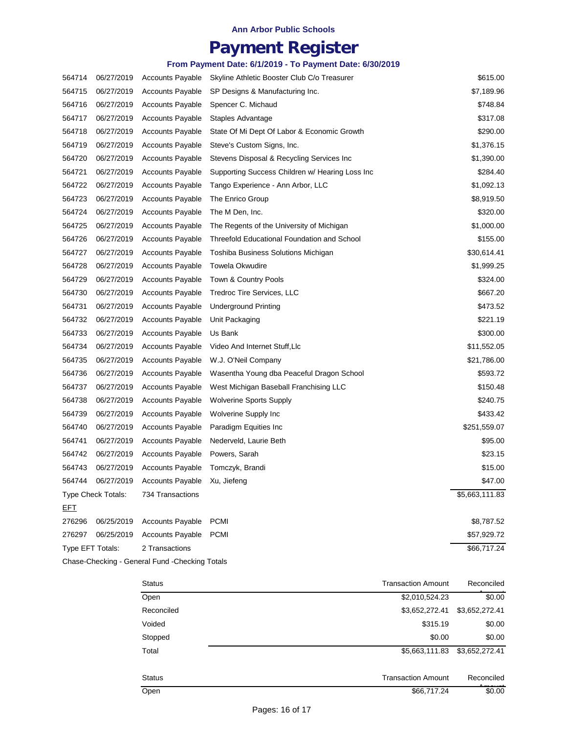**Ann Arbor Public Schools**

# Payment Register

### From Payment Date: 6/1/2019 - To Payment Date: 6/30/2019

| | | | | |
|---|---|---|---|---|
| 564714 | 06/27/2019 | Accounts Payable | Skyline Athletic Booster Club C/o Treasurer | $615.00 |
| 564715 | 06/27/2019 | Accounts Payable | SP Designs & Manufacturing Inc. | $7,189.96 |
| 564716 | 06/27/2019 | Accounts Payable | Spencer C. Michaud | $748.84 |
| 564717 | 06/27/2019 | Accounts Payable | Staples Advantage | $317.08 |
| 564718 | 06/27/2019 | Accounts Payable | State Of Mi Dept Of Labor & Economic Growth | $290.00 |
| 564719 | 06/27/2019 | Accounts Payable | Steve's Custom Signs, Inc. | $1,376.15 |
| 564720 | 06/27/2019 | Accounts Payable | Stevens Disposal & Recycling Services Inc | $1,390.00 |
| 564721 | 06/27/2019 | Accounts Payable | Supporting Success Children w/ Hearing Loss Inc | $284.40 |
| 564722 | 06/27/2019 | Accounts Payable | Tango Experience - Ann Arbor, LLC | $1,092.13 |
| 564723 | 06/27/2019 | Accounts Payable | The Enrico Group | $8,919.50 |
| 564724 | 06/27/2019 | Accounts Payable | The M Den, Inc. | $320.00 |
| 564725 | 06/27/2019 | Accounts Payable | The Regents of the University of Michigan | $1,000.00 |
| 564726 | 06/27/2019 | Accounts Payable | Threefold Educational Foundation and School | $155.00 |
| 564727 | 06/27/2019 | Accounts Payable | Toshiba Business Solutions Michigan | $30,614.41 |
| 564728 | 06/27/2019 | Accounts Payable | Towela Okwudire | $1,999.25 |
| 564729 | 06/27/2019 | Accounts Payable | Town & Country Pools | $324.00 |
| 564730 | 06/27/2019 | Accounts Payable | Tredroc Tire Services, LLC | $667.20 |
| 564731 | 06/27/2019 | Accounts Payable | Underground Printing | $473.52 |
| 564732 | 06/27/2019 | Accounts Payable | Unit Packaging | $221.19 |
| 564733 | 06/27/2019 | Accounts Payable | Us Bank | $300.00 |
| 564734 | 06/27/2019 | Accounts Payable | Video And Internet Stuff,Llc | $11,552.05 |
| 564735 | 06/27/2019 | Accounts Payable | W.J. O'Neil Company | $21,786.00 |
| 564736 | 06/27/2019 | Accounts Payable | Wasentha Young dba Peaceful Dragon School | $593.72 |
| 564737 | 06/27/2019 | Accounts Payable | West Michigan Baseball Franchising LLC | $150.48 |
| 564738 | 06/27/2019 | Accounts Payable | Wolverine Sports Supply | $240.75 |
| 564739 | 06/27/2019 | Accounts Payable | Wolverine Supply Inc | $433.42 |
| 564740 | 06/27/2019 | Accounts Payable | Paradigm Equities Inc | $251,559.07 |
| 564741 | 06/27/2019 | Accounts Payable | Nederveld, Laurie Beth | $95.00 |
| 564742 | 06/27/2019 | Accounts Payable | Powers, Sarah | $23.15 |
| 564743 | 06/27/2019 | Accounts Payable | Tomczyk, Brandi | $15.00 |
| 564744 | 06/27/2019 | Accounts Payable | Xu, Jiefeng | $47.00 |
| Type Check Totals: | | 734 Transactions | | $5,663,111.83 |
| EFT | | | | |
| 276296 | 06/25/2019 | Accounts Payable | PCMI | $8,787.52 |
| 276297 | 06/25/2019 | Accounts Payable | PCMI | $57,929.72 |
| Type EFT Totals: | | 2 Transactions | | $66,717.24 |

Chase-Checking - General Fund -Checking Totals

| Status | Transaction Amount | Reconciled Amount |
|---|---|---|
| Open | $2,010,524.23 | $0.00 |
| Reconciled | $3,652,272.41 | $3,652,272.41 |
| Voided | $315.19 | $0.00 |
| Stopped | $0.00 | $0.00 |
| Total | $5,663,111.83 | $3,652,272.41 |

| Status | Transaction Amount | Reconciled Amount |
|---|---|---|
| Open | $66,717.24 | $0.00 |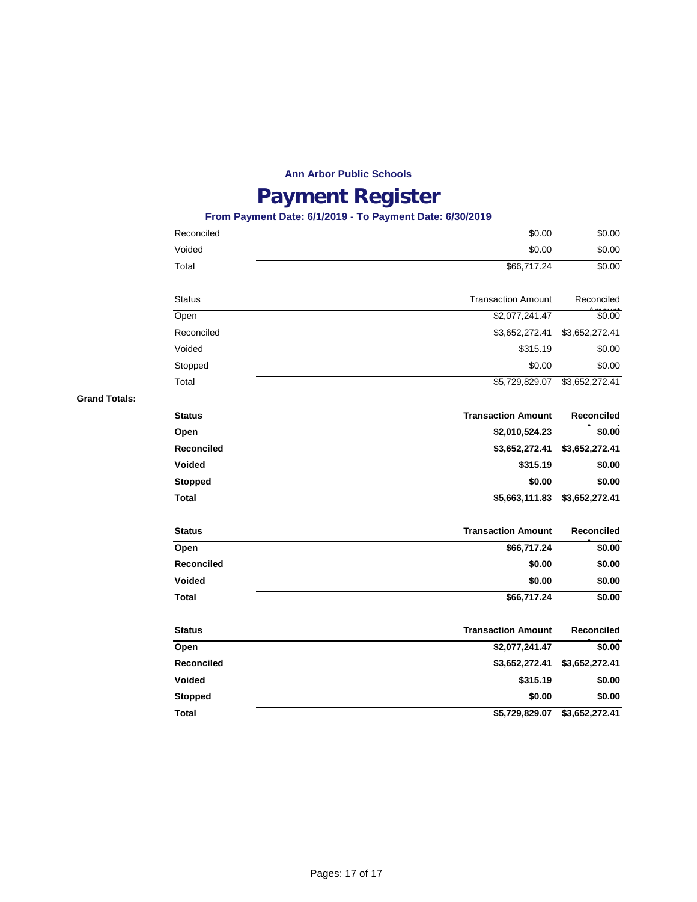**Ann Arbor Public Schools**

# Payment Register

**From Payment Date: 6/1/2019 - To Payment Date: 6/30/2019**

| | | |
|---|---|---|
| Reconciled | $0.00 | $0.00 |
| Voided | $0.00 | $0.00 |
| Total | $66,717.24 | $0.00 |

| Status | Transaction Amount | Reconciled Amount |
|---|---|---|
| Open | $2,077,241.47 | $0.00 |
| Reconciled | $3,652,272.41 | $3,652,272.41 |
| Voided | $315.19 | $0.00 |
| Stopped | $0.00 | $0.00 |
| Total | $5,729,829.07 | $3,652,272.41 |

**Grand Totals:**

| **Status** | **Transaction Amount** | **Reconciled Amount** |
|---|---|---|
| **Open** | **$2,010,524.23** | **$0.00** |
| **Reconciled** | **$3,652,272.41** | **$3,652,272.41** |
| **Voided** | **$315.19** | **$0.00** |
| **Stopped** | **$0.00** | **$0.00** |
| **Total** | **$5,663,111.83** | **$3,652,272.41** |

| **Status** | **Transaction Amount** | **Reconciled Amount** |
|---|---|---|
| **Open** | **$66,717.24** | **$0.00** |
| **Reconciled** | **$0.00** | **$0.00** |
| **Voided** | **$0.00** | **$0.00** |
| **Total** | **$66,717.24** | **$0.00** |

| **Status** | **Transaction Amount** | **Reconciled Amount** |
|---|---|---|
| **Open** | **$2,077,241.47** | **$0.00** |
| **Reconciled** | **$3,652,272.41** | **$3,652,272.41** |
| **Voided** | **$315.19** | **$0.00** |
| **Stopped** | **$0.00** | **$0.00** |
| **Total** | **$5,729,829.07** | **$3,652,272.41** |